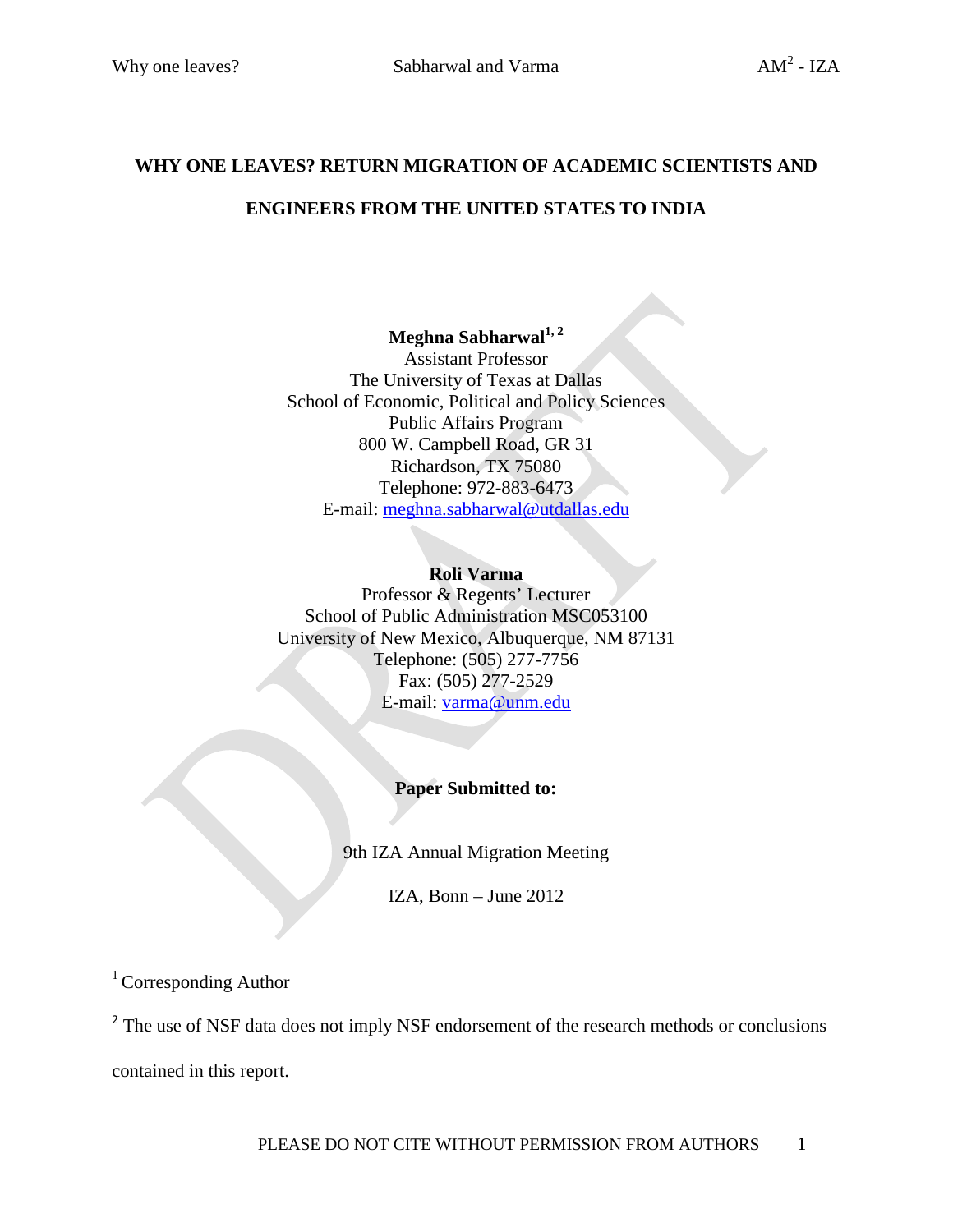# WHY ONE LEAVES? RETURN MIGRATION OF ACADEMIC SCIENTISTS AND ENGINEERS FROM THE UNITED STATES TO INDIA

**Meghna Sabharwal**[1, 2]
Assistant Professor
The University of Texas at Dallas
School of Economic, Political and Policy Sciences
Public Affairs Program
800 W. Campbell Road, GR 31
Richardson, TX 75080
Telephone: 972-883-6473
E-mail: meghna.sabharwal@utdallas.edu

**Roli Varma**
Professor & Regents' Lecturer
School of Public Administration MSC053100
University of New Mexico, Albuquerque, NM 87131
Telephone: (505) 277-7756
Fax: (505) 277-2529
E-mail: varma@unm.edu

**Paper Submitted to:**

9th IZA Annual Migration Meeting

IZA, Bonn – June 2012

[1] Corresponding Author

[2] The use of NSF data does not imply NSF endorsement of the research methods or conclusions contained in this report.

PLEASE DO NOT CITE WITHOUT PERMISSION FROM AUTHORS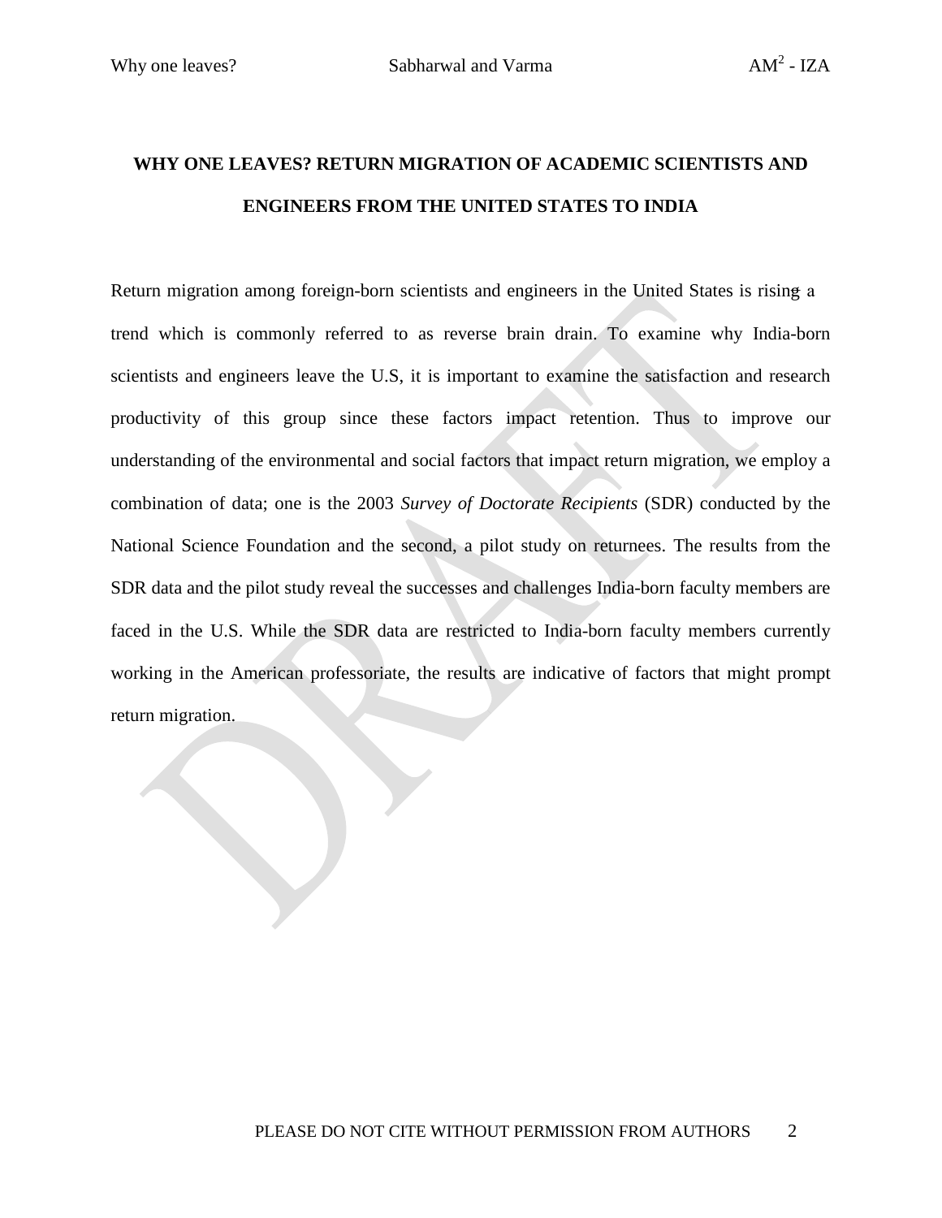# WHY ONE LEAVES? RETURN MIGRATION OF ACADEMIC SCIENTISTS AND ENGINEERS FROM THE UNITED STATES TO INDIA

Return migration among foreign-born scientists and engineers in the United States is rising a trend which is commonly referred to as reverse brain drain. To examine why India-born scientists and engineers leave the U.S, it is important to examine the satisfaction and research productivity of this group since these factors impact retention. Thus to improve our understanding of the environmental and social factors that impact return migration, we employ a combination of data; one is the 2003 *Survey of Doctorate Recipients* (SDR) conducted by the National Science Foundation and the second, a pilot study on returnees. The results from the SDR data and the pilot study reveal the successes and challenges India-born faculty members are faced in the U.S. While the SDR data are restricted to India-born faculty members currently working in the American professoriate, the results are indicative of factors that might prompt return migration.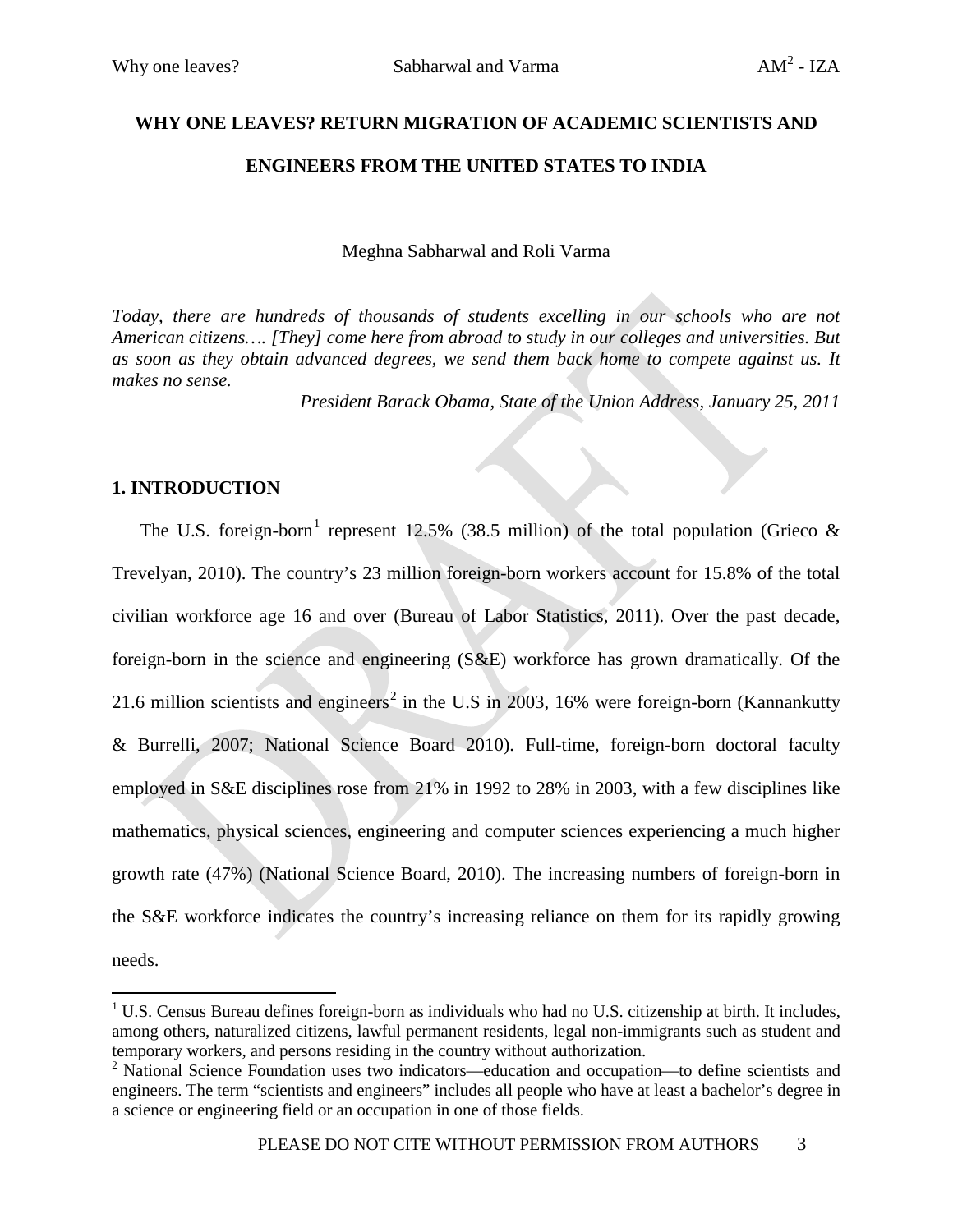# WHY ONE LEAVES? RETURN MIGRATION OF ACADEMIC SCIENTISTS AND ENGINEERS FROM THE UNITED STATES TO INDIA

Meghna Sabharwal and Roli Varma

*Today, there are hundreds of thousands of students excelling in our schools who are not American citizens…. [They] come here from abroad to study in our colleges and universities. But as soon as they obtain advanced degrees, we send them back home to compete against us. It makes no sense.*

*President Barack Obama, State of the Union Address, January 25, 2011*

## 1. INTRODUCTION

The U.S. foreign-born[1] represent 12.5% (38.5 million) of the total population (Grieco & Trevelyan, 2010). The country's 23 million foreign-born workers account for 15.8% of the total civilian workforce age 16 and over (Bureau of Labor Statistics, 2011). Over the past decade, foreign-born in the science and engineering (S&E) workforce has grown dramatically. Of the 21.6 million scientists and engineers[2] in the U.S in 2003, 16% were foreign-born (Kannankutty & Burrelli, 2007; National Science Board 2010). Full-time, foreign-born doctoral faculty employed in S&E disciplines rose from 21% in 1992 to 28% in 2003, with a few disciplines like mathematics, physical sciences, engineering and computer sciences experiencing a much higher growth rate (47%) (National Science Board, 2010). The increasing numbers of foreign-born in the S&E workforce indicates the country's increasing reliance on them for its rapidly growing needs.

[1] U.S. Census Bureau defines foreign-born as individuals who had no U.S. citizenship at birth. It includes, among others, naturalized citizens, lawful permanent residents, legal non-immigrants such as student and temporary workers, and persons residing in the country without authorization.

[2] National Science Foundation uses two indicators—education and occupation—to define scientists and engineers. The term "scientists and engineers" includes all people who have at least a bachelor's degree in a science or engineering field or an occupation in one of those fields.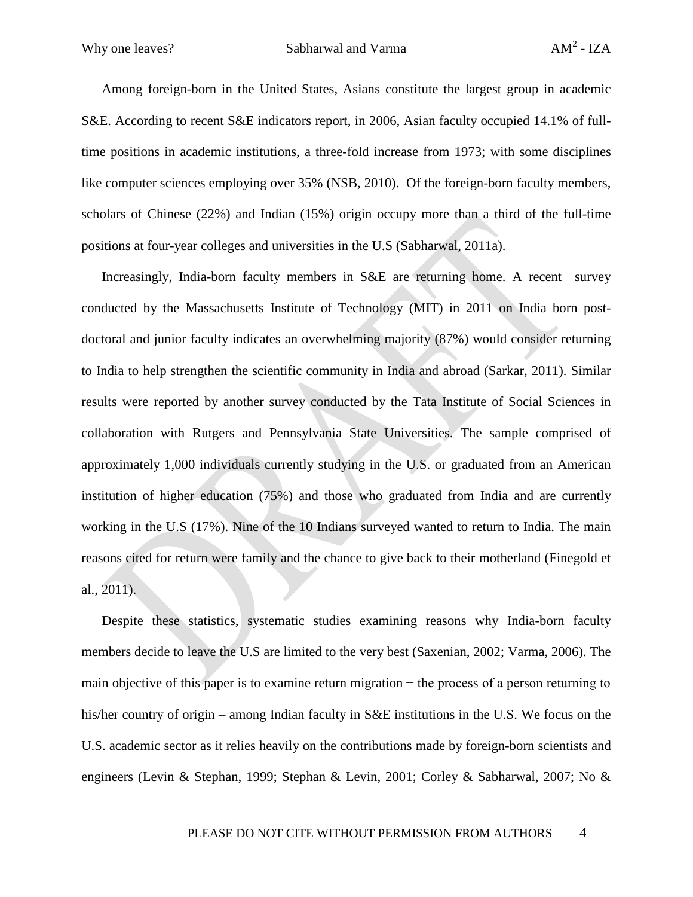Among foreign-born in the United States, Asians constitute the largest group in academic S&E. According to recent S&E indicators report, in 2006, Asian faculty occupied 14.1% of full-time positions in academic institutions, a three-fold increase from 1973; with some disciplines like computer sciences employing over 35% (NSB, 2010). Of the foreign-born faculty members, scholars of Chinese (22%) and Indian (15%) origin occupy more than a third of the full-time positions at four-year colleges and universities in the U.S (Sabharwal, 2011a).

Increasingly, India-born faculty members in S&E are returning home. A recent survey conducted by the Massachusetts Institute of Technology (MIT) in 2011 on India born post-doctoral and junior faculty indicates an overwhelming majority (87%) would consider returning to India to help strengthen the scientific community in India and abroad (Sarkar, 2011). Similar results were reported by another survey conducted by the Tata Institute of Social Sciences in collaboration with Rutgers and Pennsylvania State Universities. The sample comprised of approximately 1,000 individuals currently studying in the U.S. or graduated from an American institution of higher education (75%) and those who graduated from India and are currently working in the U.S (17%). Nine of the 10 Indians surveyed wanted to return to India. The main reasons cited for return were family and the chance to give back to their motherland (Finegold et al., 2011).

Despite these statistics, systematic studies examining reasons why India-born faculty members decide to leave the U.S are limited to the very best (Saxenian, 2002; Varma, 2006). The main objective of this paper is to examine return migration − the process of a person returning to his/her country of origin – among Indian faculty in S&E institutions in the U.S. We focus on the U.S. academic sector as it relies heavily on the contributions made by foreign-born scientists and engineers (Levin & Stephan, 1999; Stephan & Levin, 2001; Corley & Sabharwal, 2007; No &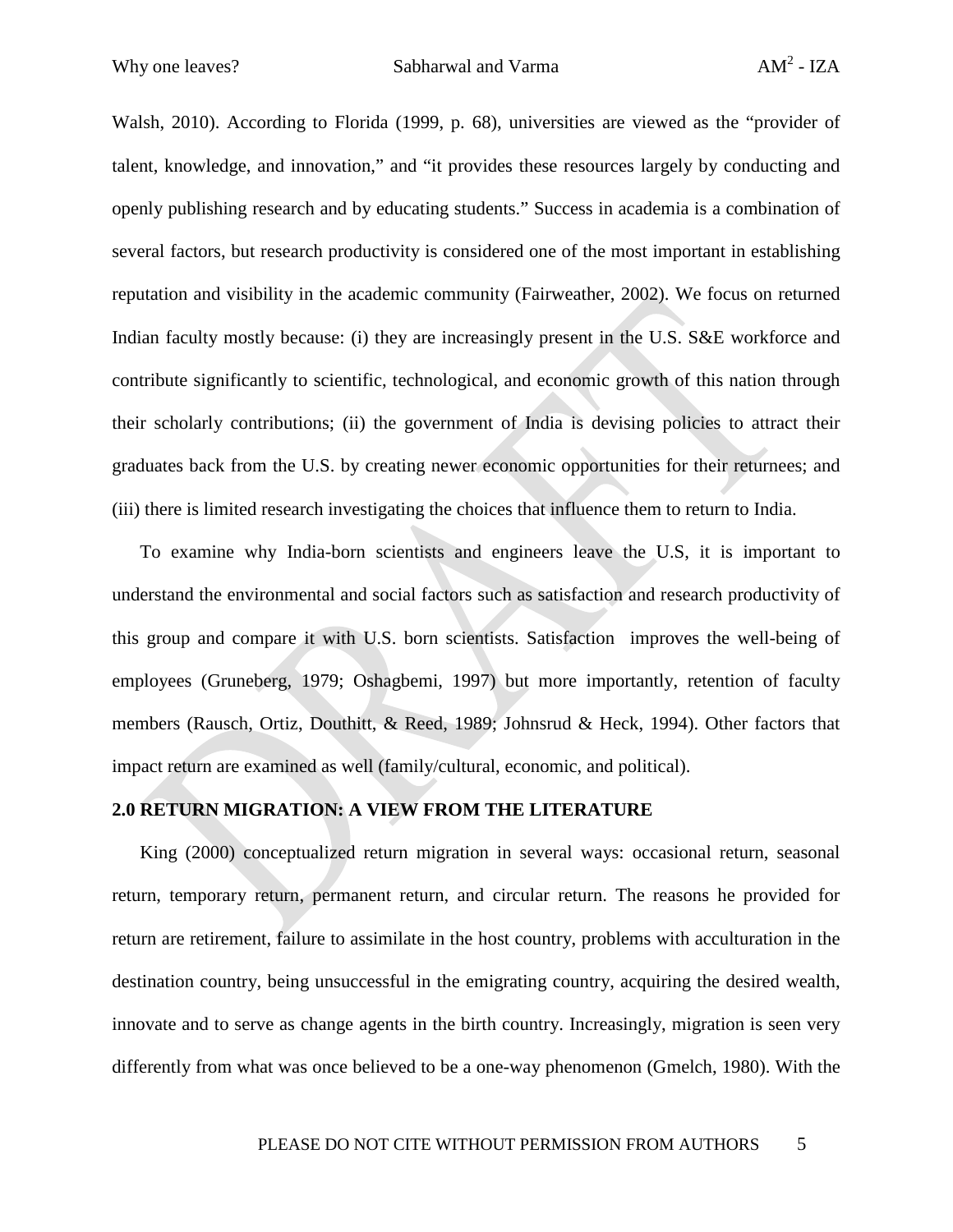Walsh, 2010). According to Florida (1999, p. 68), universities are viewed as the "provider of talent, knowledge, and innovation," and "it provides these resources largely by conducting and openly publishing research and by educating students." Success in academia is a combination of several factors, but research productivity is considered one of the most important in establishing reputation and visibility in the academic community (Fairweather, 2002). We focus on returned Indian faculty mostly because: (i) they are increasingly present in the U.S. S&E workforce and contribute significantly to scientific, technological, and economic growth of this nation through their scholarly contributions; (ii) the government of India is devising policies to attract their graduates back from the U.S. by creating newer economic opportunities for their returnees; and (iii) there is limited research investigating the choices that influence them to return to India.

To examine why India-born scientists and engineers leave the U.S, it is important to understand the environmental and social factors such as satisfaction and research productivity of this group and compare it with U.S. born scientists. Satisfaction improves the well-being of employees (Gruneberg, 1979; Oshagbemi, 1997) but more importantly, retention of faculty members (Rausch, Ortiz, Douthitt, & Reed, 1989; Johnsrud & Heck, 1994). Other factors that impact return are examined as well (family/cultural, economic, and political).

## 2.0 RETURN MIGRATION: A VIEW FROM THE LITERATURE

King (2000) conceptualized return migration in several ways: occasional return, seasonal return, temporary return, permanent return, and circular return. The reasons he provided for return are retirement, failure to assimilate in the host country, problems with acculturation in the destination country, being unsuccessful in the emigrating country, acquiring the desired wealth, innovate and to serve as change agents in the birth country. Increasingly, migration is seen very differently from what was once believed to be a one-way phenomenon (Gmelch, 1980). With the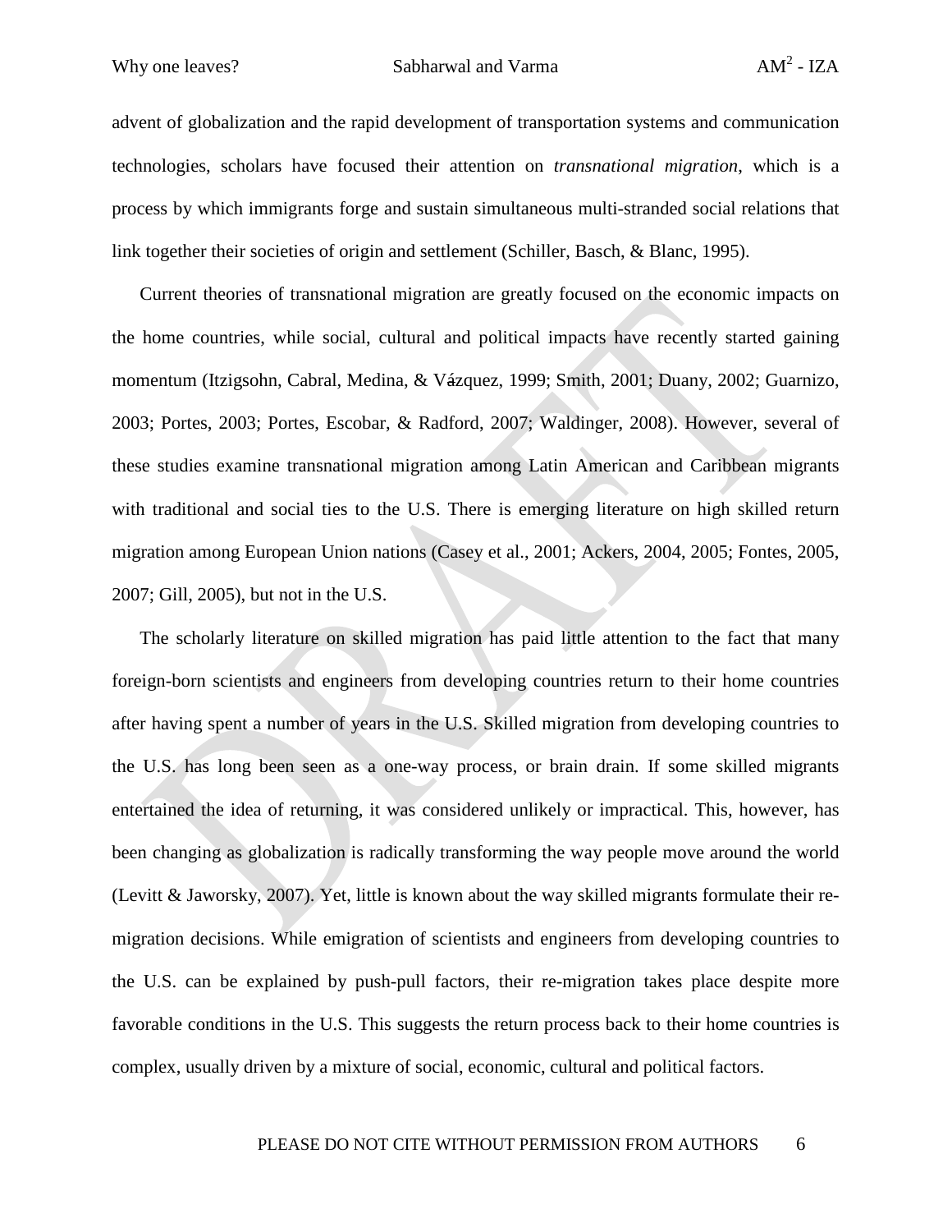advent of globalization and the rapid development of transportation systems and communication technologies, scholars have focused their attention on *transnational migration*, which is a process by which immigrants forge and sustain simultaneous multi-stranded social relations that link together their societies of origin and settlement (Schiller, Basch, & Blanc, 1995).

Current theories of transnational migration are greatly focused on the economic impacts on the home countries, while social, cultural and political impacts have recently started gaining momentum (Itzigsohn, Cabral, Medina, & Vázquez, 1999; Smith, 2001; Duany, 2002; Guarnizo, 2003; Portes, 2003; Portes, Escobar, & Radford, 2007; Waldinger, 2008). However, several of these studies examine transnational migration among Latin American and Caribbean migrants with traditional and social ties to the U.S. There is emerging literature on high skilled return migration among European Union nations (Casey et al., 2001; Ackers, 2004, 2005; Fontes, 2005, 2007; Gill, 2005), but not in the U.S.

The scholarly literature on skilled migration has paid little attention to the fact that many foreign-born scientists and engineers from developing countries return to their home countries after having spent a number of years in the U.S. Skilled migration from developing countries to the U.S. has long been seen as a one-way process, or brain drain. If some skilled migrants entertained the idea of returning, it was considered unlikely or impractical. This, however, has been changing as globalization is radically transforming the way people move around the world (Levitt & Jaworsky, 2007). Yet, little is known about the way skilled migrants formulate their re-migration decisions. While emigration of scientists and engineers from developing countries to the U.S. can be explained by push-pull factors, their re-migration takes place despite more favorable conditions in the U.S. This suggests the return process back to their home countries is complex, usually driven by a mixture of social, economic, cultural and political factors.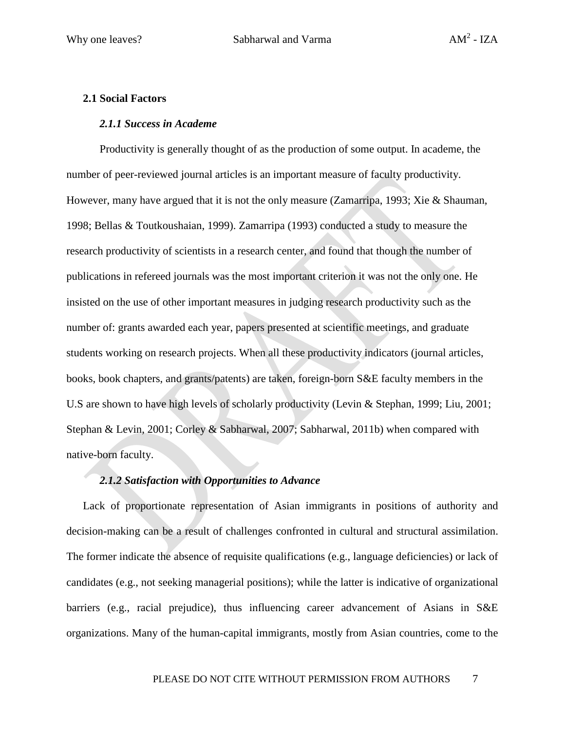## 2.1 Social Factors

### *2.1.1 Success in Academe*

Productivity is generally thought of as the production of some output. In academe, the number of peer-reviewed journal articles is an important measure of faculty productivity. However, many have argued that it is not the only measure (Zamarripa, 1993; Xie & Shauman, 1998; Bellas & Toutkoushaian, 1999). Zamarripa (1993) conducted a study to measure the research productivity of scientists in a research center, and found that though the number of publications in refereed journals was the most important criterion it was not the only one. He insisted on the use of other important measures in judging research productivity such as the number of: grants awarded each year, papers presented at scientific meetings, and graduate students working on research projects. When all these productivity indicators (journal articles, books, book chapters, and grants/patents) are taken, foreign-born S&E faculty members in the U.S are shown to have high levels of scholarly productivity (Levin & Stephan, 1999; Liu, 2001; Stephan & Levin, 2001; Corley & Sabharwal, 2007; Sabharwal, 2011b) when compared with native-born faculty.

### *2.1.2 Satisfaction with Opportunities to Advance*

Lack of proportionate representation of Asian immigrants in positions of authority and decision-making can be a result of challenges confronted in cultural and structural assimilation. The former indicate the absence of requisite qualifications (e.g., language deficiencies) or lack of candidates (e.g., not seeking managerial positions); while the latter is indicative of organizational barriers (e.g., racial prejudice), thus influencing career advancement of Asians in S&E organizations. Many of the human-capital immigrants, mostly from Asian countries, come to the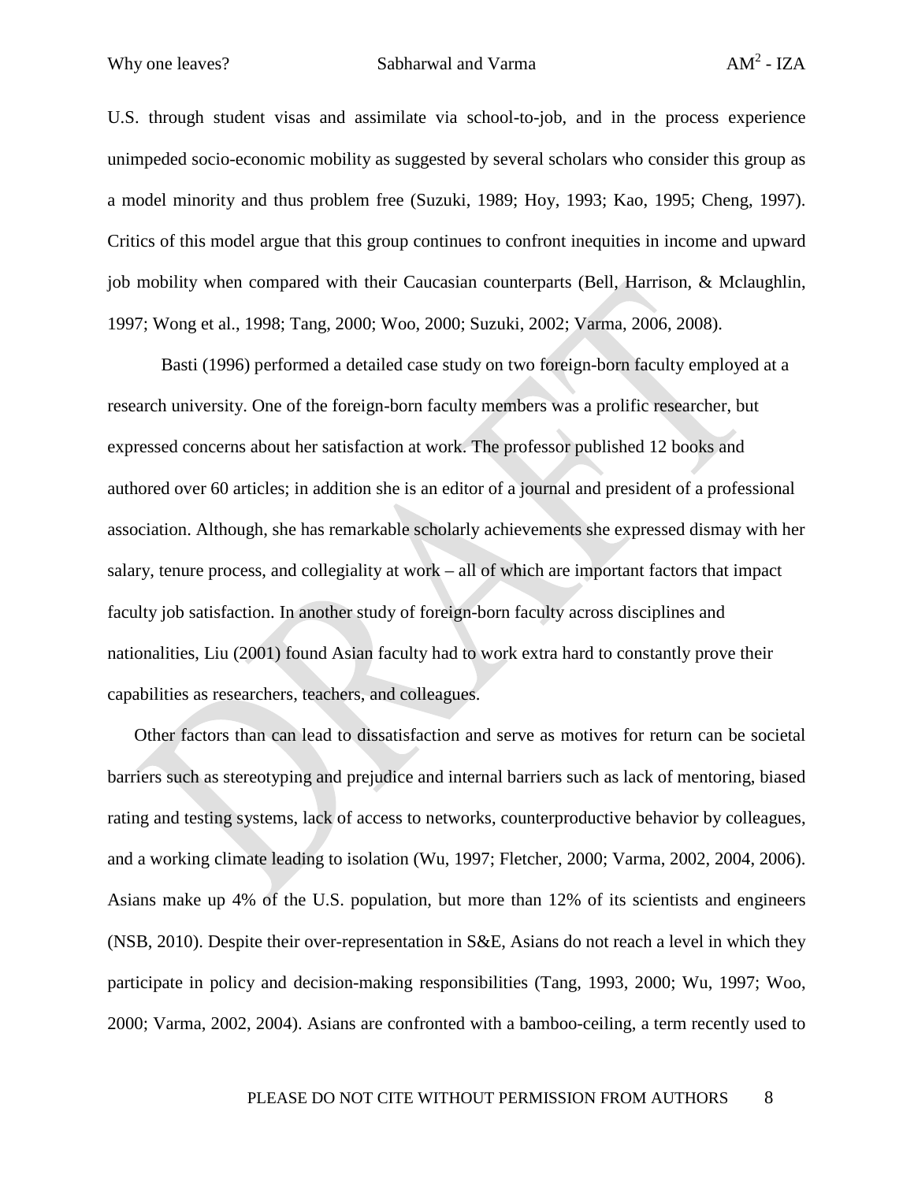U.S. through student visas and assimilate via school-to-job, and in the process experience unimpeded socio-economic mobility as suggested by several scholars who consider this group as a model minority and thus problem free (Suzuki, 1989; Hoy, 1993; Kao, 1995; Cheng, 1997). Critics of this model argue that this group continues to confront inequities in income and upward job mobility when compared with their Caucasian counterparts (Bell, Harrison, & Mclaughlin, 1997; Wong et al., 1998; Tang, 2000; Woo, 2000; Suzuki, 2002; Varma, 2006, 2008).

Basti (1996) performed a detailed case study on two foreign-born faculty employed at a research university. One of the foreign-born faculty members was a prolific researcher, but expressed concerns about her satisfaction at work. The professor published 12 books and authored over 60 articles; in addition she is an editor of a journal and president of a professional association. Although, she has remarkable scholarly achievements she expressed dismay with her salary, tenure process, and collegiality at work – all of which are important factors that impact faculty job satisfaction. In another study of foreign-born faculty across disciplines and nationalities, Liu (2001) found Asian faculty had to work extra hard to constantly prove their capabilities as researchers, teachers, and colleagues.

Other factors than can lead to dissatisfaction and serve as motives for return can be societal barriers such as stereotyping and prejudice and internal barriers such as lack of mentoring, biased rating and testing systems, lack of access to networks, counterproductive behavior by colleagues, and a working climate leading to isolation (Wu, 1997; Fletcher, 2000; Varma, 2002, 2004, 2006). Asians make up 4% of the U.S. population, but more than 12% of its scientists and engineers (NSB, 2010). Despite their over-representation in S&E, Asians do not reach a level in which they participate in policy and decision-making responsibilities (Tang, 1993, 2000; Wu, 1997; Woo, 2000; Varma, 2002, 2004). Asians are confronted with a bamboo-ceiling, a term recently used to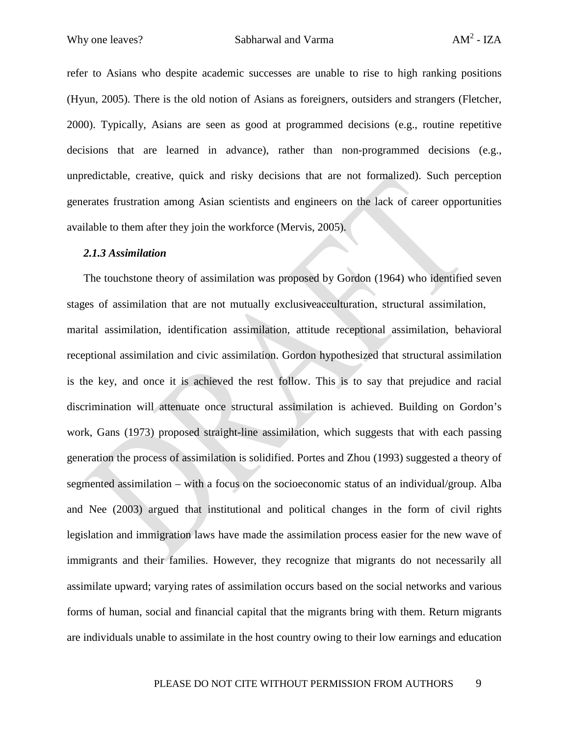refer to Asians who despite academic successes are unable to rise to high ranking positions (Hyun, 2005). There is the old notion of Asians as foreigners, outsiders and strangers (Fletcher, 2000). Typically, Asians are seen as good at programmed decisions (e.g., routine repetitive decisions that are learned in advance), rather than non-programmed decisions (e.g., unpredictable, creative, quick and risky decisions that are not formalized). Such perception generates frustration among Asian scientists and engineers on the lack of career opportunities available to them after they join the workforce (Mervis, 2005).

***2.1.3 Assimilation***

The touchstone theory of assimilation was proposed by Gordon (1964) who identified seven stages of assimilation that are not mutually exclusive–acculturation, structural assimilation, marital assimilation, identification assimilation, attitude receptional assimilation, behavioral receptional assimilation and civic assimilation. Gordon hypothesized that structural assimilation is the key, and once it is achieved the rest follow. This is to say that prejudice and racial discrimination will attenuate once structural assimilation is achieved. Building on Gordon's work, Gans (1973) proposed straight-line assimilation, which suggests that with each passing generation the process of assimilation is solidified. Portes and Zhou (1993) suggested a theory of segmented assimilation – with a focus on the socioeconomic status of an individual/group. Alba and Nee (2003) argued that institutional and political changes in the form of civil rights legislation and immigration laws have made the assimilation process easier for the new wave of immigrants and their families. However, they recognize that migrants do not necessarily all assimilate upward; varying rates of assimilation occurs based on the social networks and various forms of human, social and financial capital that the migrants bring with them. Return migrants are individuals unable to assimilate in the host country owing to their low earnings and education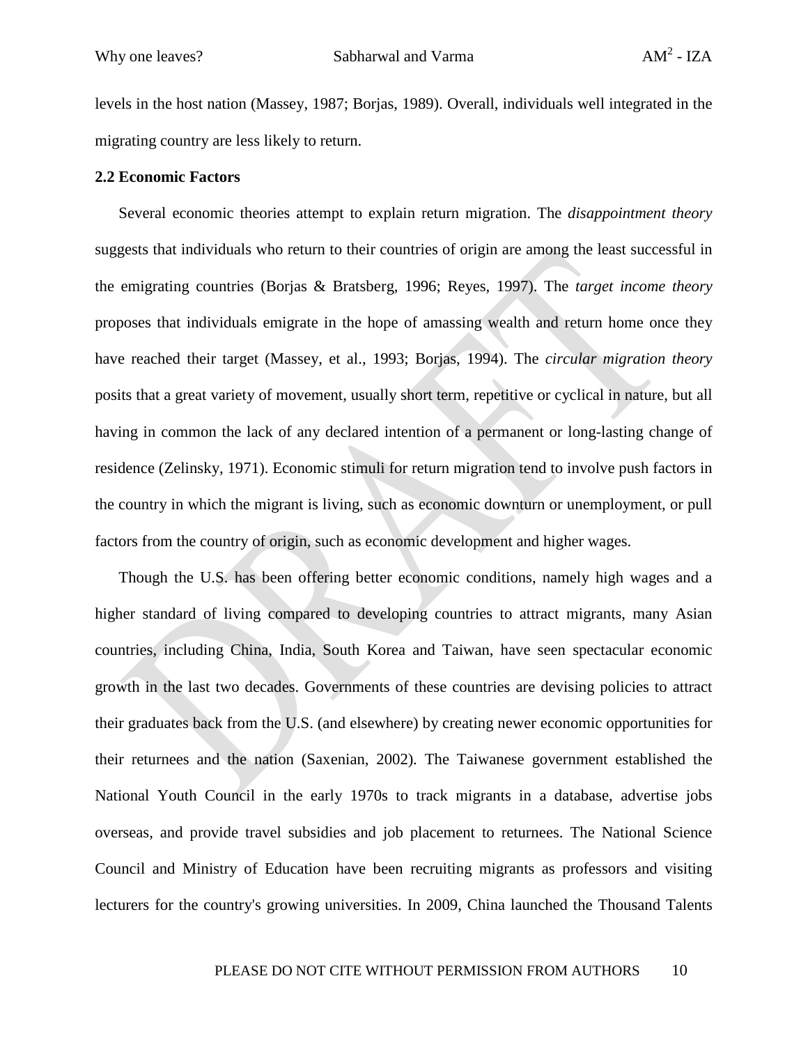levels in the host nation (Massey, 1987; Borjas, 1989). Overall, individuals well integrated in the migrating country are less likely to return.

### 2.2 Economic Factors

Several economic theories attempt to explain return migration. The *disappointment theory* suggests that individuals who return to their countries of origin are among the least successful in the emigrating countries (Borjas & Bratsberg, 1996; Reyes, 1997). The *target income theory* proposes that individuals emigrate in the hope of amassing wealth and return home once they have reached their target (Massey, et al., 1993; Borjas, 1994). The *circular migration theory* posits that a great variety of movement, usually short term, repetitive or cyclical in nature, but all having in common the lack of any declared intention of a permanent or long-lasting change of residence (Zelinsky, 1971). Economic stimuli for return migration tend to involve push factors in the country in which the migrant is living, such as economic downturn or unemployment, or pull factors from the country of origin, such as economic development and higher wages.

Though the U.S. has been offering better economic conditions, namely high wages and a higher standard of living compared to developing countries to attract migrants, many Asian countries, including China, India, South Korea and Taiwan, have seen spectacular economic growth in the last two decades. Governments of these countries are devising policies to attract their graduates back from the U.S. (and elsewhere) by creating newer economic opportunities for their returnees and the nation (Saxenian, 2002). The Taiwanese government established the National Youth Council in the early 1970s to track migrants in a database, advertise jobs overseas, and provide travel subsidies and job placement to returnees. The National Science Council and Ministry of Education have been recruiting migrants as professors and visiting lecturers for the country's growing universities. In 2009, China launched the Thousand Talents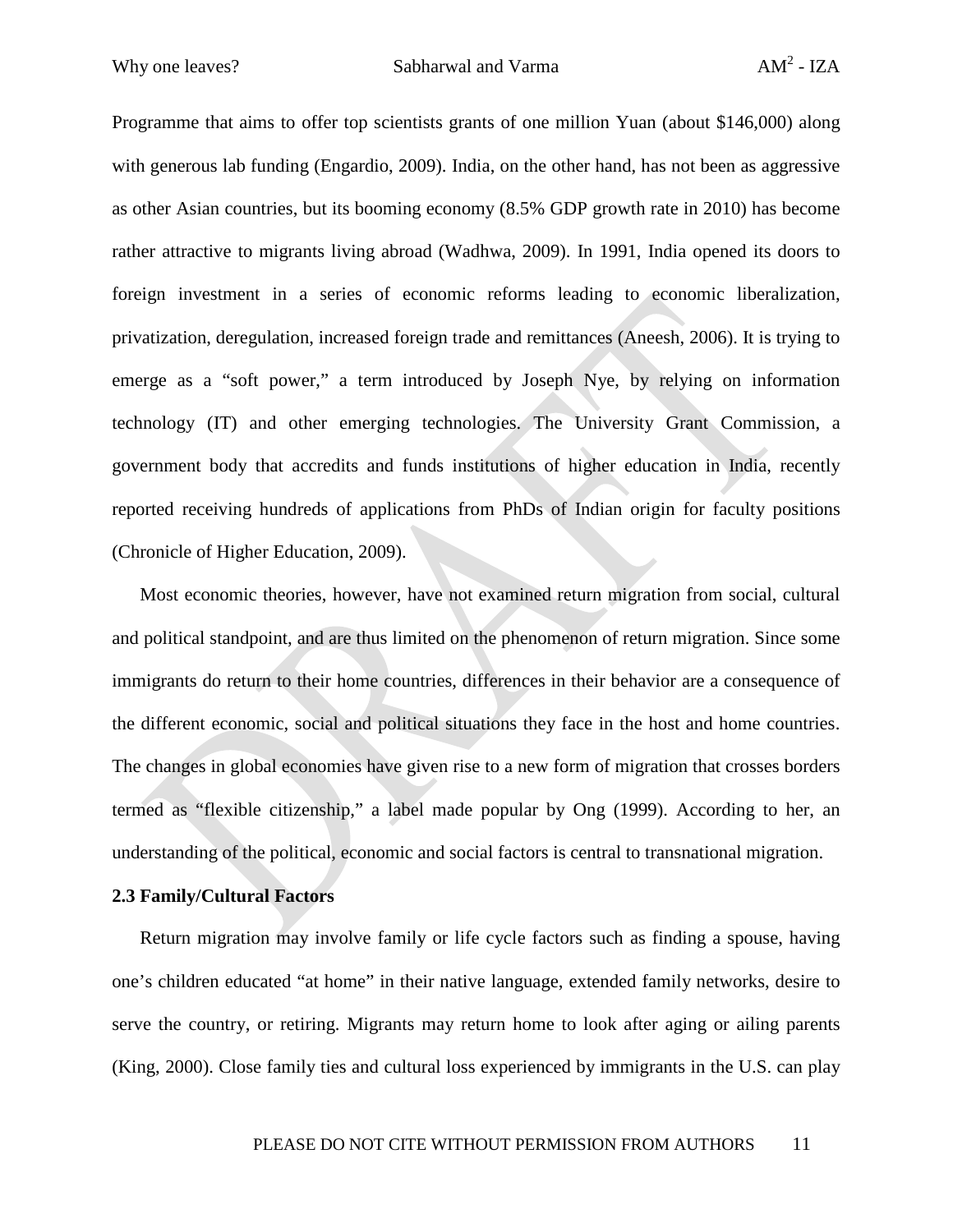Programme that aims to offer top scientists grants of one million Yuan (about $146,000) along with generous lab funding (Engardio, 2009). India, on the other hand, has not been as aggressive as other Asian countries, but its booming economy (8.5% GDP growth rate in 2010) has become rather attractive to migrants living abroad (Wadhwa, 2009). In 1991, India opened its doors to foreign investment in a series of economic reforms leading to economic liberalization, privatization, deregulation, increased foreign trade and remittances (Aneesh, 2006). It is trying to emerge as a "soft power," a term introduced by Joseph Nye, by relying on information technology (IT) and other emerging technologies. The University Grant Commission, a government body that accredits and funds institutions of higher education in India, recently reported receiving hundreds of applications from PhDs of Indian origin for faculty positions (Chronicle of Higher Education, 2009).

Most economic theories, however, have not examined return migration from social, cultural and political standpoint, and are thus limited on the phenomenon of return migration. Since some immigrants do return to their home countries, differences in their behavior are a consequence of the different economic, social and political situations they face in the host and home countries. The changes in global economies have given rise to a new form of migration that crosses borders termed as "flexible citizenship," a label made popular by Ong (1999). According to her, an understanding of the political, economic and social factors is central to transnational migration.

### 2.3 Family/Cultural Factors

Return migration may involve family or life cycle factors such as finding a spouse, having one's children educated "at home" in their native language, extended family networks, desire to serve the country, or retiring. Migrants may return home to look after aging or ailing parents (King, 2000). Close family ties and cultural loss experienced by immigrants in the U.S. can play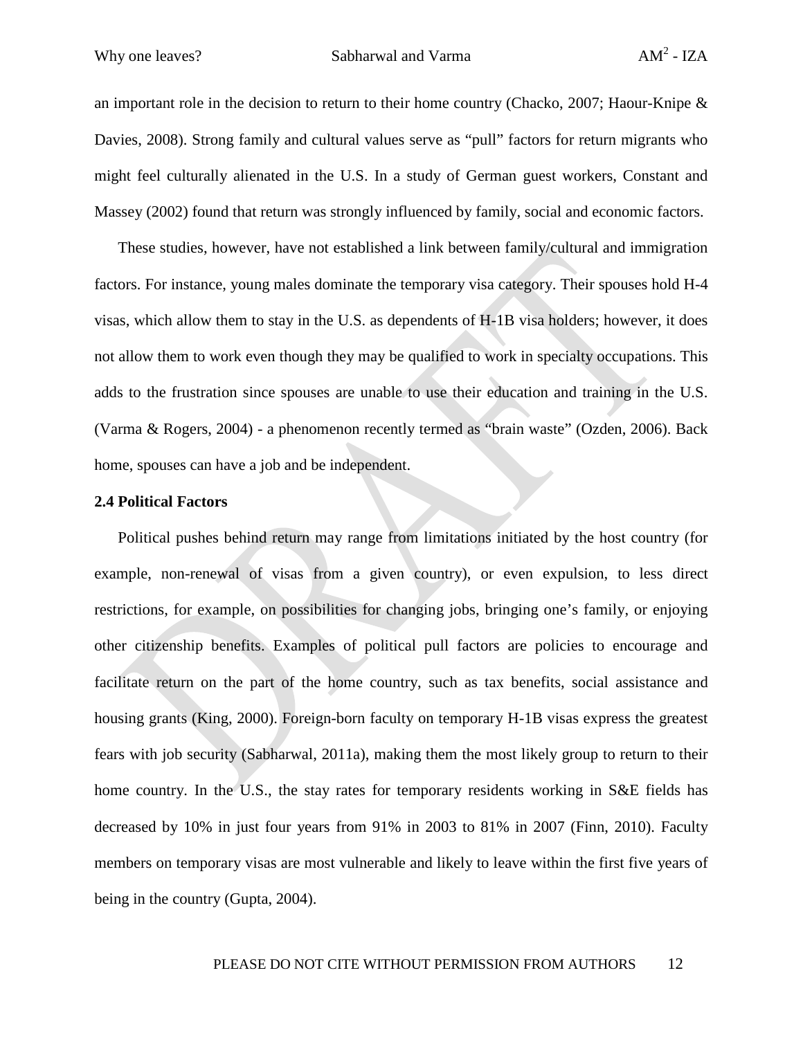an important role in the decision to return to their home country (Chacko, 2007; Haour-Knipe & Davies, 2008). Strong family and cultural values serve as "pull" factors for return migrants who might feel culturally alienated in the U.S. In a study of German guest workers, Constant and Massey (2002) found that return was strongly influenced by family, social and economic factors.

These studies, however, have not established a link between family/cultural and immigration factors. For instance, young males dominate the temporary visa category. Their spouses hold H-4 visas, which allow them to stay in the U.S. as dependents of H-1B visa holders; however, it does not allow them to work even though they may be qualified to work in specialty occupations. This adds to the frustration since spouses are unable to use their education and training in the U.S. (Varma & Rogers, 2004) - a phenomenon recently termed as "brain waste" (Ozden, 2006). Back home, spouses can have a job and be independent.

**2.4 Political Factors**

Political pushes behind return may range from limitations initiated by the host country (for example, non-renewal of visas from a given country), or even expulsion, to less direct restrictions, for example, on possibilities for changing jobs, bringing one's family, or enjoying other citizenship benefits. Examples of political pull factors are policies to encourage and facilitate return on the part of the home country, such as tax benefits, social assistance and housing grants (King, 2000). Foreign-born faculty on temporary H-1B visas express the greatest fears with job security (Sabharwal, 2011a), making them the most likely group to return to their home country. In the U.S., the stay rates for temporary residents working in S&E fields has decreased by 10% in just four years from 91% in 2003 to 81% in 2007 (Finn, 2010). Faculty members on temporary visas are most vulnerable and likely to leave within the first five years of being in the country (Gupta, 2004).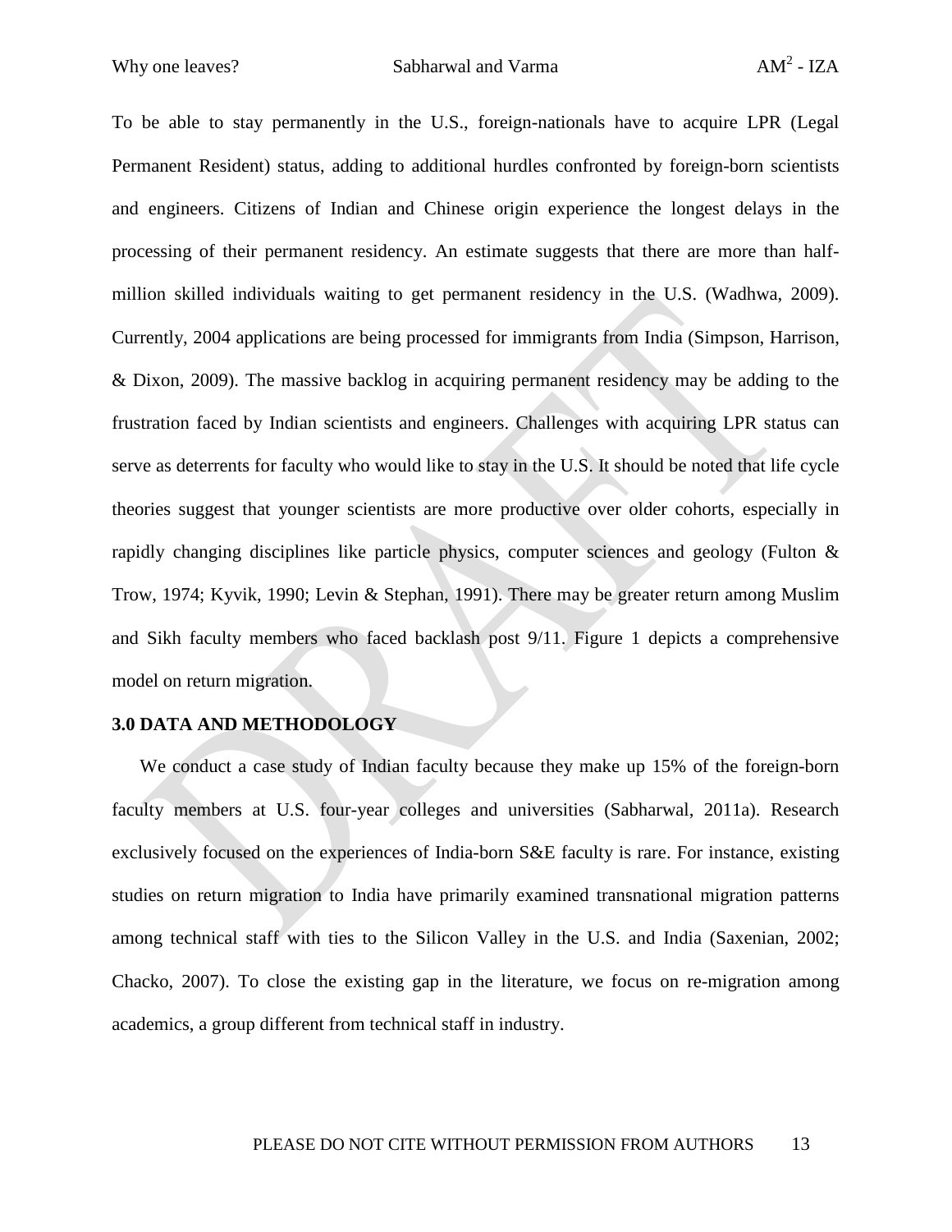To be able to stay permanently in the U.S., foreign-nationals have to acquire LPR (Legal Permanent Resident) status, adding to additional hurdles confronted by foreign-born scientists and engineers. Citizens of Indian and Chinese origin experience the longest delays in the processing of their permanent residency. An estimate suggests that there are more than half-million skilled individuals waiting to get permanent residency in the U.S. (Wadhwa, 2009). Currently, 2004 applications are being processed for immigrants from India (Simpson, Harrison, & Dixon, 2009). The massive backlog in acquiring permanent residency may be adding to the frustration faced by Indian scientists and engineers. Challenges with acquiring LPR status can serve as deterrents for faculty who would like to stay in the U.S. It should be noted that life cycle theories suggest that younger scientists are more productive over older cohorts, especially in rapidly changing disciplines like particle physics, computer sciences and geology (Fulton & Trow, 1974; Kyvik, 1990; Levin & Stephan, 1991). There may be greater return among Muslim and Sikh faculty members who faced backlash post 9/11. Figure 1 depicts a comprehensive model on return migration.

## 3.0 DATA AND METHODOLOGY

We conduct a case study of Indian faculty because they make up 15% of the foreign-born faculty members at U.S. four-year colleges and universities (Sabharwal, 2011a). Research exclusively focused on the experiences of India-born S&E faculty is rare. For instance, existing studies on return migration to India have primarily examined transnational migration patterns among technical staff with ties to the Silicon Valley in the U.S. and India (Saxenian, 2002; Chacko, 2007). To close the existing gap in the literature, we focus on re-migration among academics, a group different from technical staff in industry.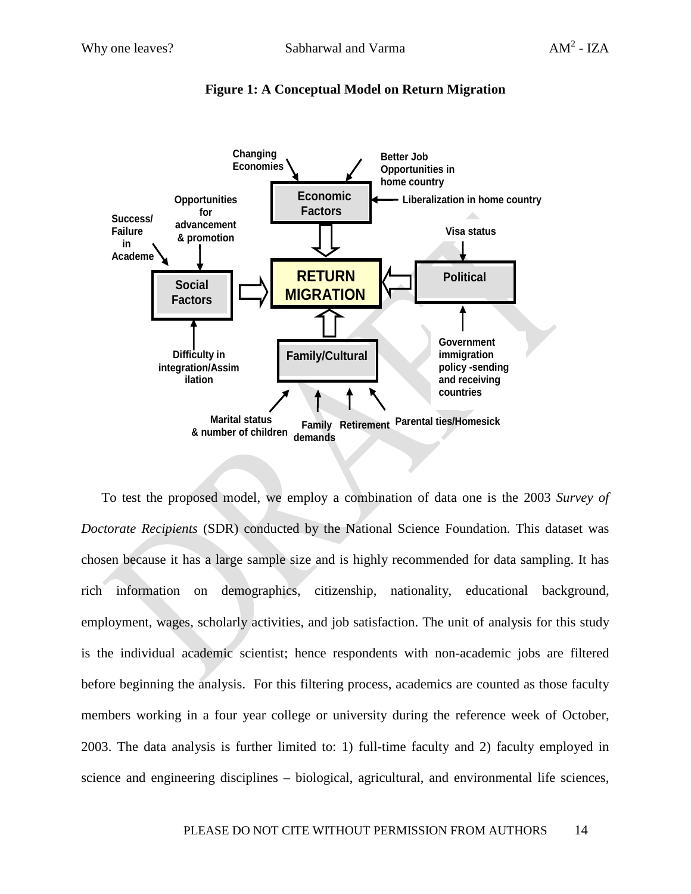**Figure 1: A Conceptual Model on Return Migration**

To test the proposed model, we employ a combination of data one is the 2003 *Survey of Doctorate Recipients* (SDR) conducted by the National Science Foundation. This dataset was chosen because it has a large sample size and is highly recommended for data sampling. It has rich information on demographics, citizenship, nationality, educational background, employment, wages, scholarly activities, and job satisfaction. The unit of analysis for this study is the individual academic scientist; hence respondents with non-academic jobs are filtered before beginning the analysis. For this filtering process, academics are counted as those faculty members working in a four year college or university during the reference week of October, 2003. The data analysis is further limited to: 1) full-time faculty and 2) faculty employed in science and engineering disciplines – biological, agricultural, and environmental life sciences,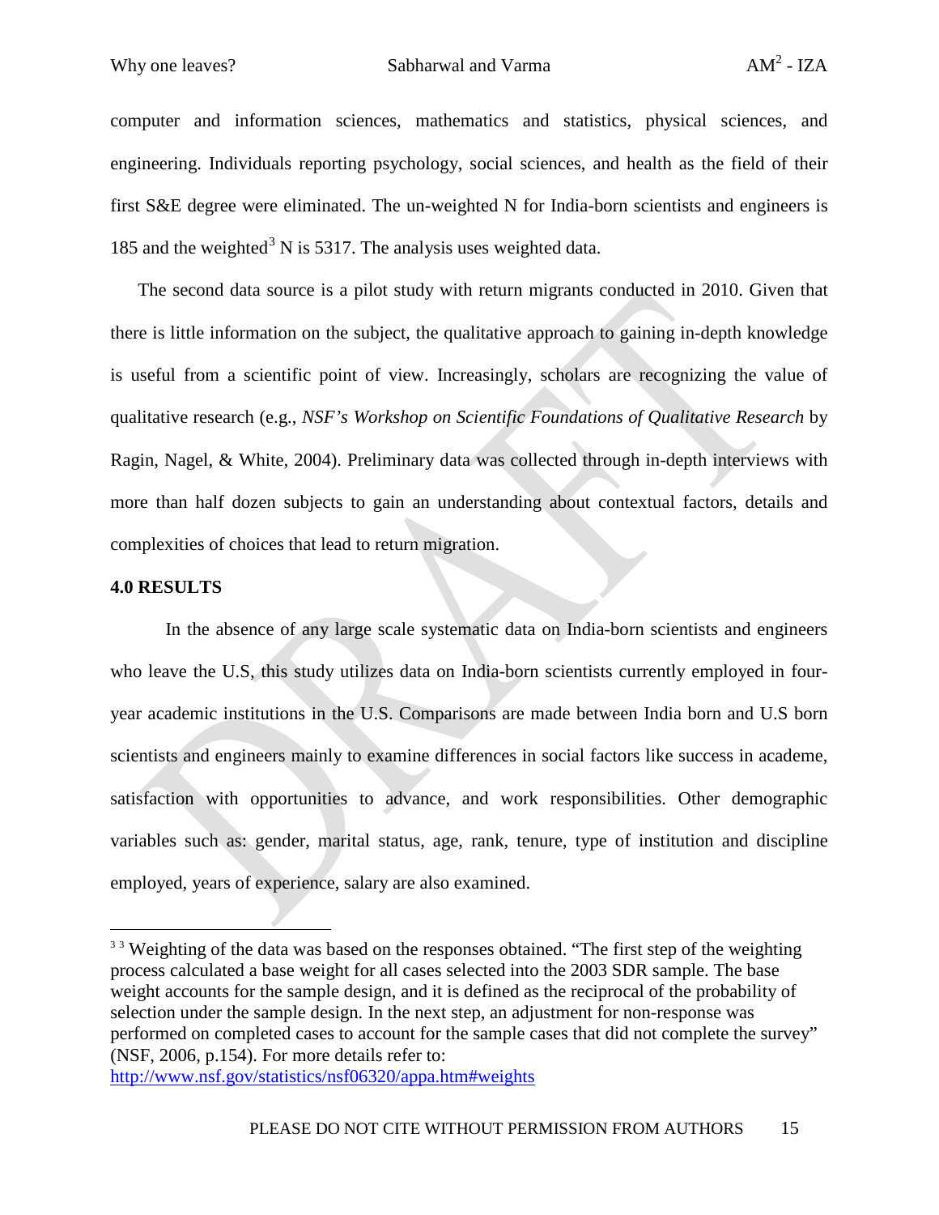computer and information sciences, mathematics and statistics, physical sciences, and engineering. Individuals reporting psychology, social sciences, and health as the field of their first S&E degree were eliminated. The un-weighted N for India-born scientists and engineers is 185 and the weighted[3] N is 5317. The analysis uses weighted data.

The second data source is a pilot study with return migrants conducted in 2010. Given that there is little information on the subject, the qualitative approach to gaining in-depth knowledge is useful from a scientific point of view. Increasingly, scholars are recognizing the value of qualitative research (e.g., *NSF's Workshop on Scientific Foundations of Qualitative Research* by Ragin, Nagel, & White, 2004). Preliminary data was collected through in-depth interviews with more than half dozen subjects to gain an understanding about contextual factors, details and complexities of choices that lead to return migration.

**4.0 RESULTS**

In the absence of any large scale systematic data on India-born scientists and engineers who leave the U.S, this study utilizes data on India-born scientists currently employed in four-year academic institutions in the U.S. Comparisons are made between India born and U.S born scientists and engineers mainly to examine differences in social factors like success in academe, satisfaction with opportunities to advance, and work responsibilities. Other demographic variables such as: gender, marital status, age, rank, tenure, type of institution and discipline employed, years of experience, salary are also examined.

---

[3] Weighting of the data was based on the responses obtained. "The first step of the weighting process calculated a base weight for all cases selected into the 2003 SDR sample. The base weight accounts for the sample design, and it is defined as the reciprocal of the probability of selection under the sample design. In the next step, an adjustment for non-response was performed on completed cases to account for the sample cases that did not complete the survey" (NSF, 2006, p.154). For more details refer to: http://www.nsf.gov/statistics/nsf06320/appa.htm#weights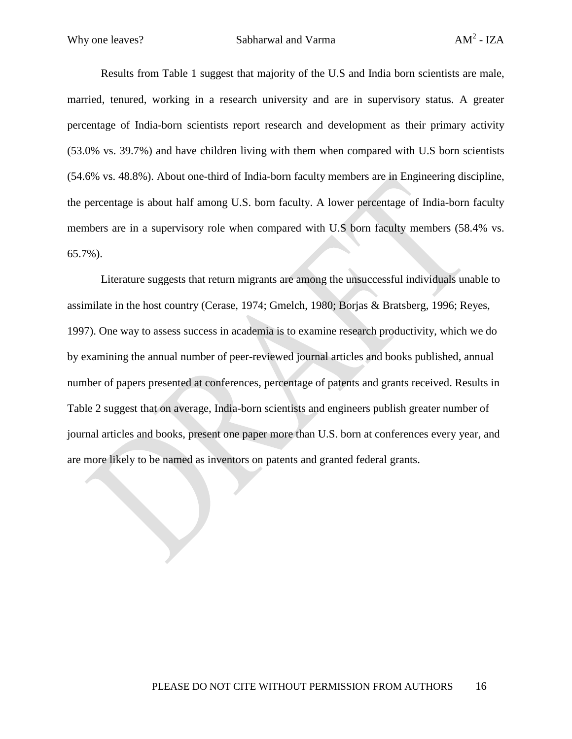Results from Table 1 suggest that majority of the U.S and India born scientists are male, married, tenured, working in a research university and are in supervisory status. A greater percentage of India-born scientists report research and development as their primary activity (53.0% vs. 39.7%) and have children living with them when compared with U.S born scientists (54.6% vs. 48.8%). About one-third of India-born faculty members are in Engineering discipline, the percentage is about half among U.S. born faculty. A lower percentage of India-born faculty members are in a supervisory role when compared with U.S born faculty members (58.4% vs. 65.7%).

Literature suggests that return migrants are among the unsuccessful individuals unable to assimilate in the host country (Cerase, 1974; Gmelch, 1980; Borjas & Bratsberg, 1996; Reyes, 1997). One way to assess success in academia is to examine research productivity, which we do by examining the annual number of peer-reviewed journal articles and books published, annual number of papers presented at conferences, percentage of patents and grants received. Results in Table 2 suggest that on average, India-born scientists and engineers publish greater number of journal articles and books, present one paper more than U.S. born at conferences every year, and are more likely to be named as inventors on patents and granted federal grants.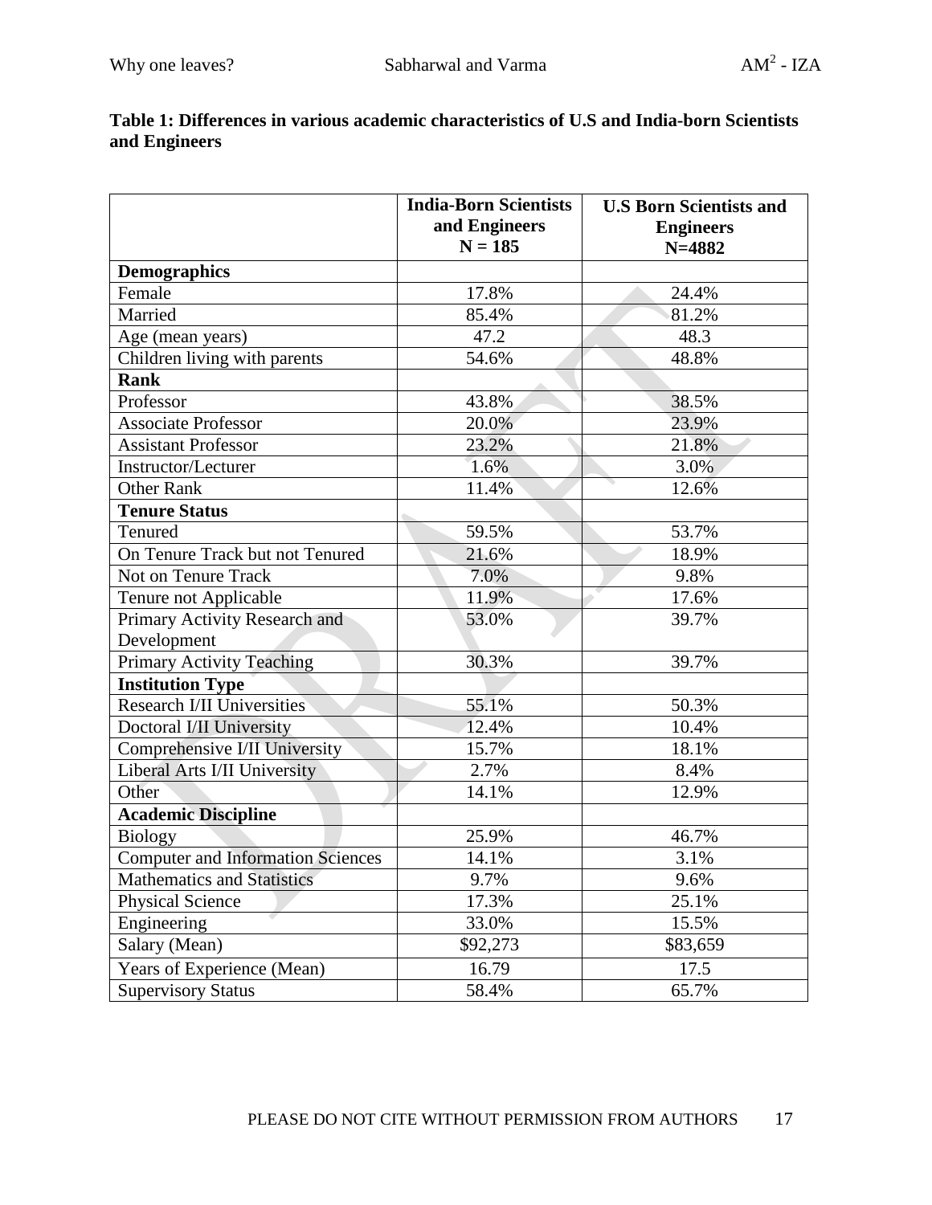**Table 1: Differences in various academic characteristics of U.S and India-born Scientists and Engineers**

| | India-Born Scientists and Engineers N = 185 | U.S Born Scientists and Engineers N=4882 |
|---|---|---|
| **Demographics** | | |
| Female | 17.8% | 24.4% |
| Married | 85.4% | 81.2% |
| Age (mean years) | 47.2 | 48.3 |
| Children living with parents | 54.6% | 48.8% |
| **Rank** | | |
| Professor | 43.8% | 38.5% |
| Associate Professor | 20.0% | 23.9% |
| Assistant Professor | 23.2% | 21.8% |
| Instructor/Lecturer | 1.6% | 3.0% |
| Other Rank | 11.4% | 12.6% |
| **Tenure Status** | | |
| Tenured | 59.5% | 53.7% |
| On Tenure Track but not Tenured | 21.6% | 18.9% |
| Not on Tenure Track | 7.0% | 9.8% |
| Tenure not Applicable | 11.9% | 17.6% |
| Primary Activity Research and Development | 53.0% | 39.7% |
| Primary Activity Teaching | 30.3% | 39.7% |
| **Institution Type** | | |
| Research I/II Universities | 55.1% | 50.3% |
| Doctoral I/II University | 12.4% | 10.4% |
| Comprehensive I/II University | 15.7% | 18.1% |
| Liberal Arts I/II University | 2.7% | 8.4% |
| Other | 14.1% | 12.9% |
| **Academic Discipline** | | |
| Biology | 25.9% | 46.7% |
| Computer and Information Sciences | 14.1% | 3.1% |
| Mathematics and Statistics | 9.7% | 9.6% |
| Physical Science | 17.3% | 25.1% |
| Engineering | 33.0% | 15.5% |
| Salary (Mean) | $92,273 | $83,659 |
| Years of Experience (Mean) | 16.79 | 17.5 |
| Supervisory Status | 58.4% | 65.7% |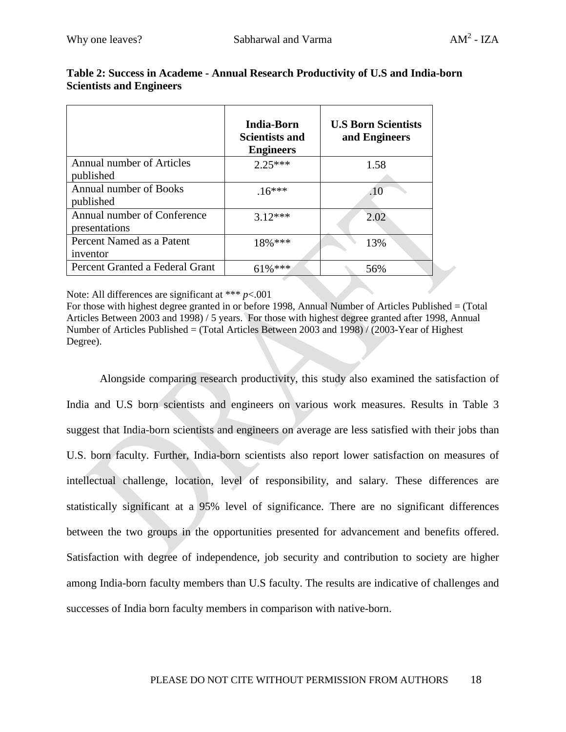**Table 2: Success in Academe - Annual Research Productivity of U.S and India-born Scientists and Engineers**

| | India-Born Scientists and Engineers | U.S Born Scientists and Engineers |
|---|---|---|
| Annual number of Articles published | 2.25*** | 1.58 |
| Annual number of Books published | .16*** | .10 |
| Annual number of Conference presentations | 3.12*** | 2.02 |
| Percent Named as a Patent inventor | 18%*** | 13% |
| Percent Granted a Federal Grant | 61%*** | 56% |

Note: All differences are significant at *** $p<.001$
For those with highest degree granted in or before 1998, Annual Number of Articles Published = (Total Articles Between 2003 and 1998) / 5 years. For those with highest degree granted after 1998, Annual Number of Articles Published = (Total Articles Between 2003 and 1998) / (2003-Year of Highest Degree).

Alongside comparing research productivity, this study also examined the satisfaction of India and U.S born scientists and engineers on various work measures. Results in Table 3 suggest that India-born scientists and engineers on average are less satisfied with their jobs than U.S. born faculty. Further, India-born scientists also report lower satisfaction on measures of intellectual challenge, location, level of responsibility, and salary. These differences are statistically significant at a 95% level of significance. There are no significant differences between the two groups in the opportunities presented for advancement and benefits offered. Satisfaction with degree of independence, job security and contribution to society are higher among India-born faculty members than U.S faculty. The results are indicative of challenges and successes of India born faculty members in comparison with native-born.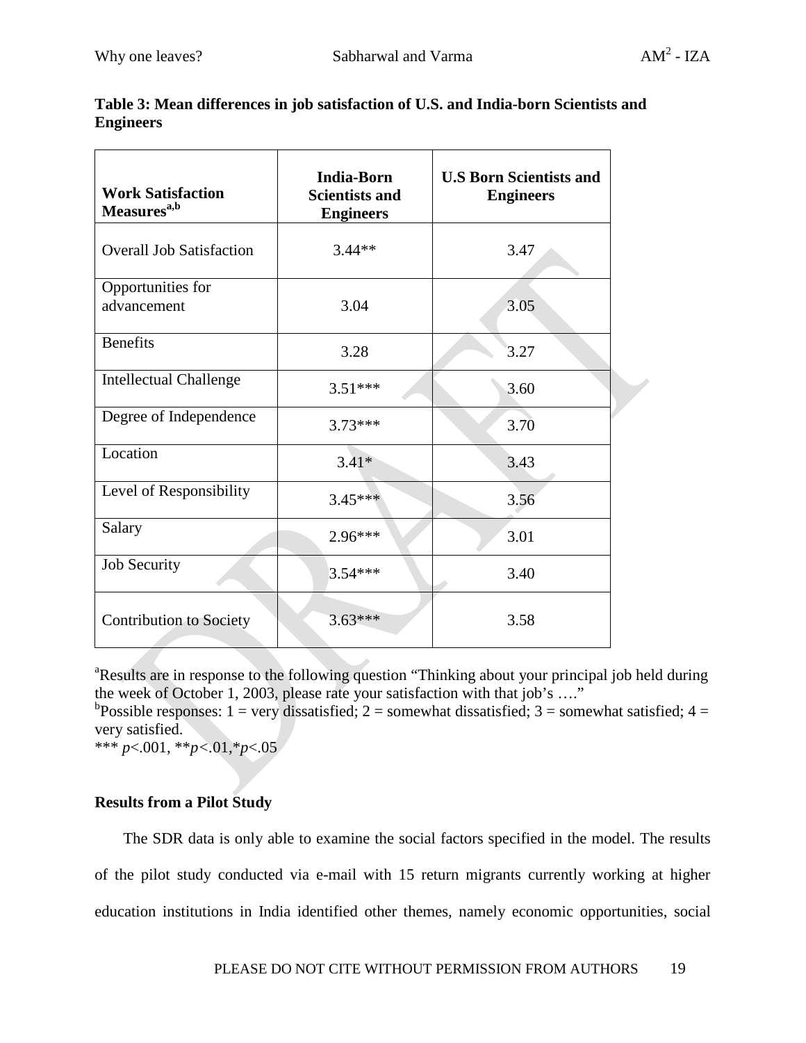**Table 3: Mean differences in job satisfaction of U.S. and India-born Scientists and Engineers**

| Work Satisfaction Measures[a,b] | India-Born Scientists and Engineers | U.S Born Scientists and Engineers |
|---|---|---|
| Overall Job Satisfaction | 3.44** | 3.47 |
| Opportunities for advancement | 3.04 | 3.05 |
| Benefits | 3.28 | 3.27 |
| Intellectual Challenge | 3.51*** | 3.60 |
| Degree of Independence | 3.73*** | 3.70 |
| Location | 3.41* | 3.43 |
| Level of Responsibility | 3.45*** | 3.56 |
| Salary | 2.96*** | 3.01 |
| Job Security | 3.54*** | 3.40 |
| Contribution to Society | 3.63*** | 3.58 |

[a]Results are in response to the following question “Thinking about your principal job held during the week of October 1, 2003, please rate your satisfaction with that job’s ….”
[b]Possible responses: 1 = very dissatisfied; 2 = somewhat dissatisfied; 3 = somewhat satisfied; 4 = very satisfied.
*** $p<.001$, ** $p<.01$, * $p<.05$

**Results from a Pilot Study**

The SDR data is only able to examine the social factors specified in the model. The results of the pilot study conducted via e-mail with 15 return migrants currently working at higher education institutions in India identified other themes, namely economic opportunities, social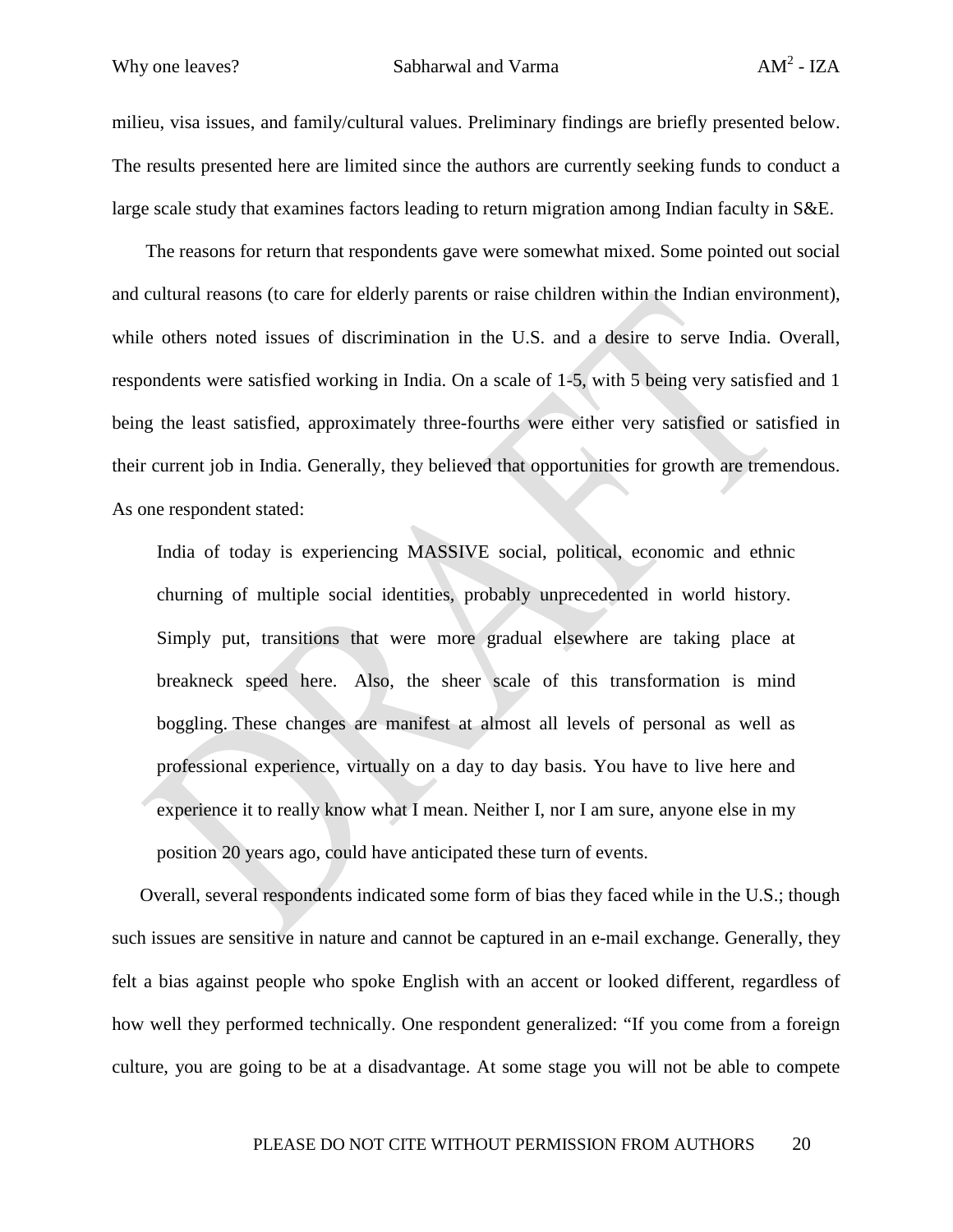milieu, visa issues, and family/cultural values. Preliminary findings are briefly presented below. The results presented here are limited since the authors are currently seeking funds to conduct a large scale study that examines factors leading to return migration among Indian faculty in S&E.

The reasons for return that respondents gave were somewhat mixed. Some pointed out social and cultural reasons (to care for elderly parents or raise children within the Indian environment), while others noted issues of discrimination in the U.S. and a desire to serve India. Overall, respondents were satisfied working in India. On a scale of 1-5, with 5 being very satisfied and 1 being the least satisfied, approximately three-fourths were either very satisfied or satisfied in their current job in India. Generally, they believed that opportunities for growth are tremendous. As one respondent stated:

> India of today is experiencing MASSIVE social, political, economic and ethnic churning of multiple social identities, probably unprecedented in world history. Simply put, transitions that were more gradual elsewhere are taking place at breakneck speed here. Also, the sheer scale of this transformation is mind boggling. These changes are manifest at almost all levels of personal as well as professional experience, virtually on a day to day basis. You have to live here and experience it to really know what I mean. Neither I, nor I am sure, anyone else in my position 20 years ago, could have anticipated these turn of events.

Overall, several respondents indicated some form of bias they faced while in the U.S.; though such issues are sensitive in nature and cannot be captured in an e-mail exchange. Generally, they felt a bias against people who spoke English with an accent or looked different, regardless of how well they performed technically. One respondent generalized: "If you come from a foreign culture, you are going to be at a disadvantage. At some stage you will not be able to compete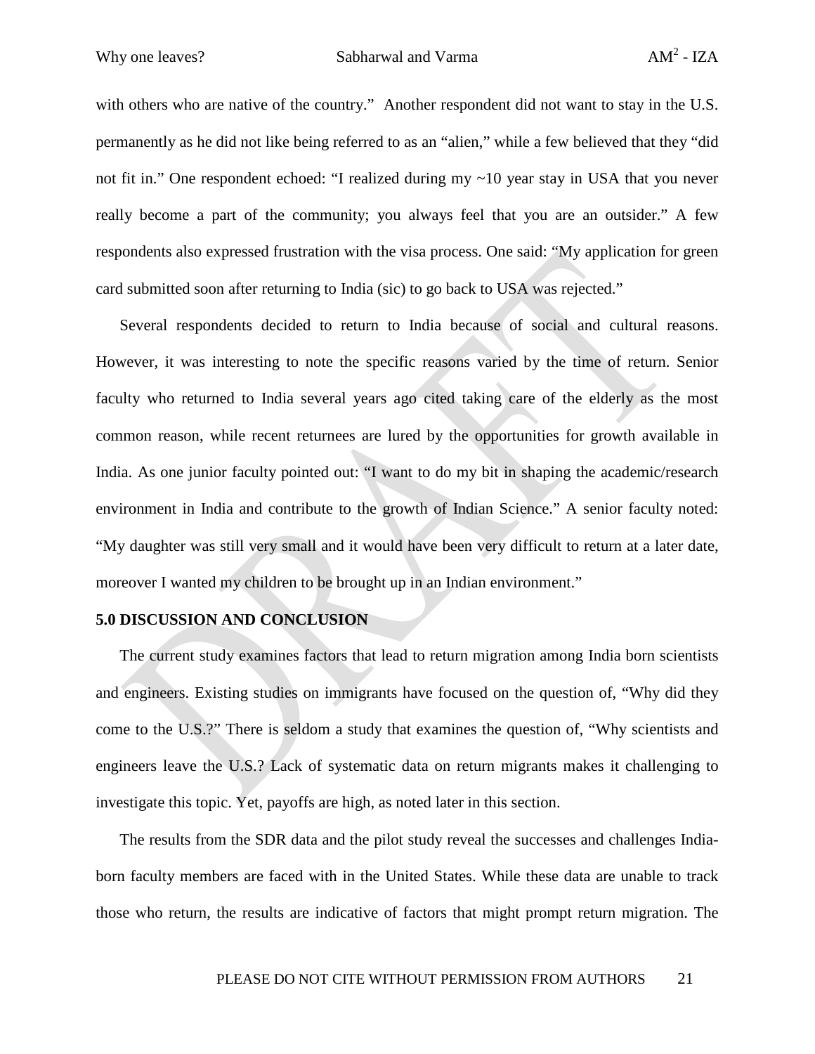with others who are native of the country." Another respondent did not want to stay in the U.S. permanently as he did not like being referred to as an "alien," while a few believed that they "did not fit in." One respondent echoed: "I realized during my ~10 year stay in USA that you never really become a part of the community; you always feel that you are an outsider." A few respondents also expressed frustration with the visa process. One said: "My application for green card submitted soon after returning to India (sic) to go back to USA was rejected."

Several respondents decided to return to India because of social and cultural reasons. However, it was interesting to note the specific reasons varied by the time of return. Senior faculty who returned to India several years ago cited taking care of the elderly as the most common reason, while recent returnees are lured by the opportunities for growth available in India. As one junior faculty pointed out: "I want to do my bit in shaping the academic/research environment in India and contribute to the growth of Indian Science." A senior faculty noted: "My daughter was still very small and it would have been very difficult to return at a later date, moreover I wanted my children to be brought up in an Indian environment."

## 5.0 DISCUSSION AND CONCLUSION

The current study examines factors that lead to return migration among India born scientists and engineers. Existing studies on immigrants have focused on the question of, "Why did they come to the U.S.?" There is seldom a study that examines the question of, "Why scientists and engineers leave the U.S.? Lack of systematic data on return migrants makes it challenging to investigate this topic. Yet, payoffs are high, as noted later in this section.

The results from the SDR data and the pilot study reveal the successes and challenges India-born faculty members are faced with in the United States. While these data are unable to track those who return, the results are indicative of factors that might prompt return migration. The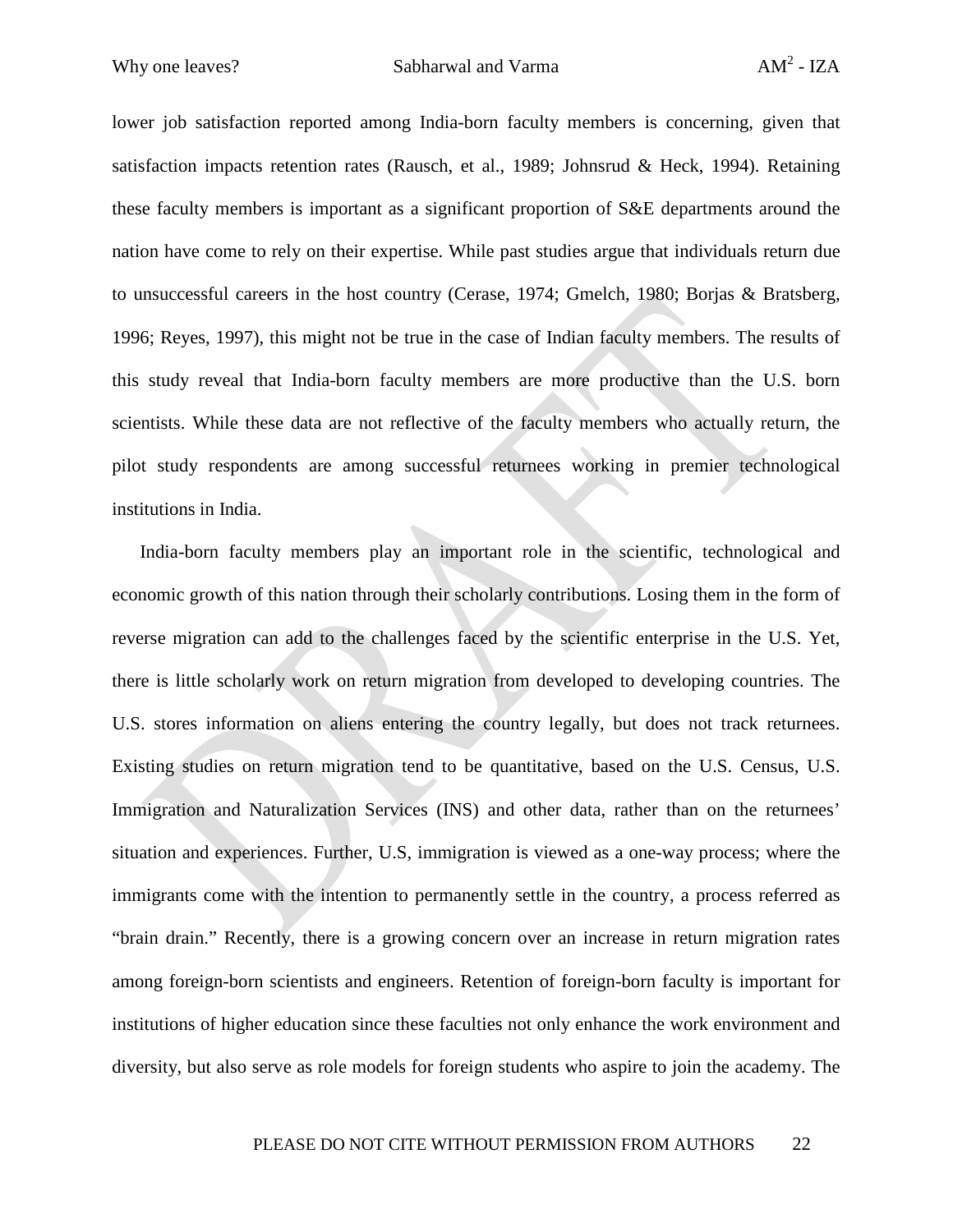lower job satisfaction reported among India-born faculty members is concerning, given that satisfaction impacts retention rates (Rausch, et al., 1989; Johnsrud & Heck, 1994). Retaining these faculty members is important as a significant proportion of S&E departments around the nation have come to rely on their expertise. While past studies argue that individuals return due to unsuccessful careers in the host country (Cerase, 1974; Gmelch, 1980; Borjas & Bratsberg, 1996; Reyes, 1997), this might not be true in the case of Indian faculty members. The results of this study reveal that India-born faculty members are more productive than the U.S. born scientists. While these data are not reflective of the faculty members who actually return, the pilot study respondents are among successful returnees working in premier technological institutions in India.

India-born faculty members play an important role in the scientific, technological and economic growth of this nation through their scholarly contributions. Losing them in the form of reverse migration can add to the challenges faced by the scientific enterprise in the U.S. Yet, there is little scholarly work on return migration from developed to developing countries. The U.S. stores information on aliens entering the country legally, but does not track returnees. Existing studies on return migration tend to be quantitative, based on the U.S. Census, U.S. Immigration and Naturalization Services (INS) and other data, rather than on the returnees' situation and experiences. Further, U.S, immigration is viewed as a one-way process; where the immigrants come with the intention to permanently settle in the country, a process referred as "brain drain." Recently, there is a growing concern over an increase in return migration rates among foreign-born scientists and engineers. Retention of foreign-born faculty is important for institutions of higher education since these faculties not only enhance the work environment and diversity, but also serve as role models for foreign students who aspire to join the academy. The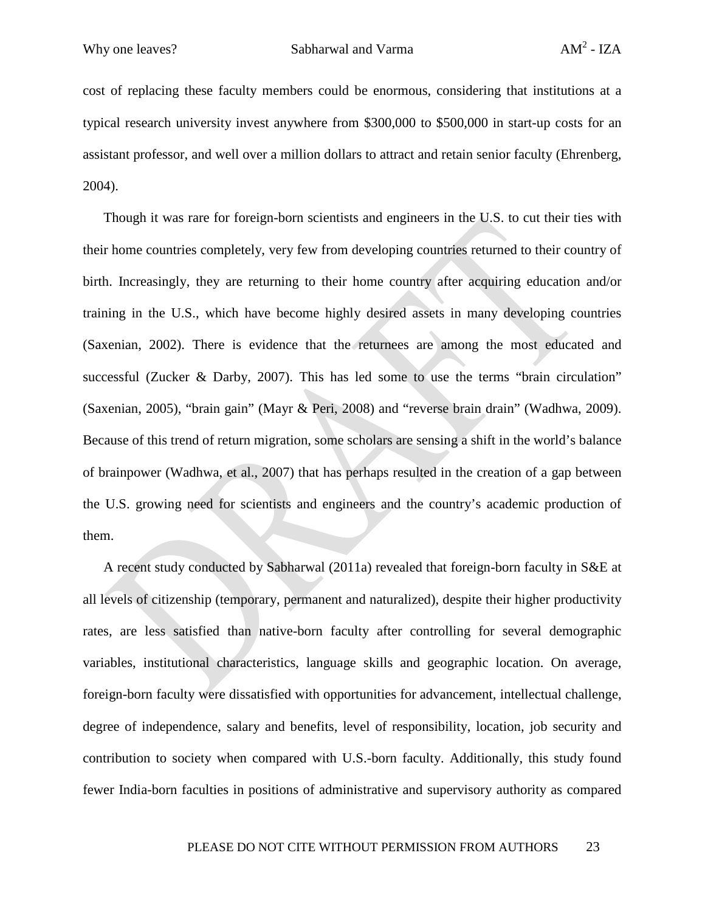cost of replacing these faculty members could be enormous, considering that institutions at a typical research university invest anywhere from $300,000 to $500,000 in start-up costs for an assistant professor, and well over a million dollars to attract and retain senior faculty (Ehrenberg, 2004).

Though it was rare for foreign-born scientists and engineers in the U.S. to cut their ties with their home countries completely, very few from developing countries returned to their country of birth. Increasingly, they are returning to their home country after acquiring education and/or training in the U.S., which have become highly desired assets in many developing countries (Saxenian, 2002). There is evidence that the returnees are among the most educated and successful (Zucker & Darby, 2007). This has led some to use the terms "brain circulation" (Saxenian, 2005), "brain gain" (Mayr & Peri, 2008) and "reverse brain drain" (Wadhwa, 2009). Because of this trend of return migration, some scholars are sensing a shift in the world's balance of brainpower (Wadhwa, et al., 2007) that has perhaps resulted in the creation of a gap between the U.S. growing need for scientists and engineers and the country's academic production of them.

A recent study conducted by Sabharwal (2011a) revealed that foreign-born faculty in S&E at all levels of citizenship (temporary, permanent and naturalized), despite their higher productivity rates, are less satisfied than native-born faculty after controlling for several demographic variables, institutional characteristics, language skills and geographic location. On average, foreign-born faculty were dissatisfied with opportunities for advancement, intellectual challenge, degree of independence, salary and benefits, level of responsibility, location, job security and contribution to society when compared with U.S.-born faculty. Additionally, this study found fewer India-born faculties in positions of administrative and supervisory authority as compared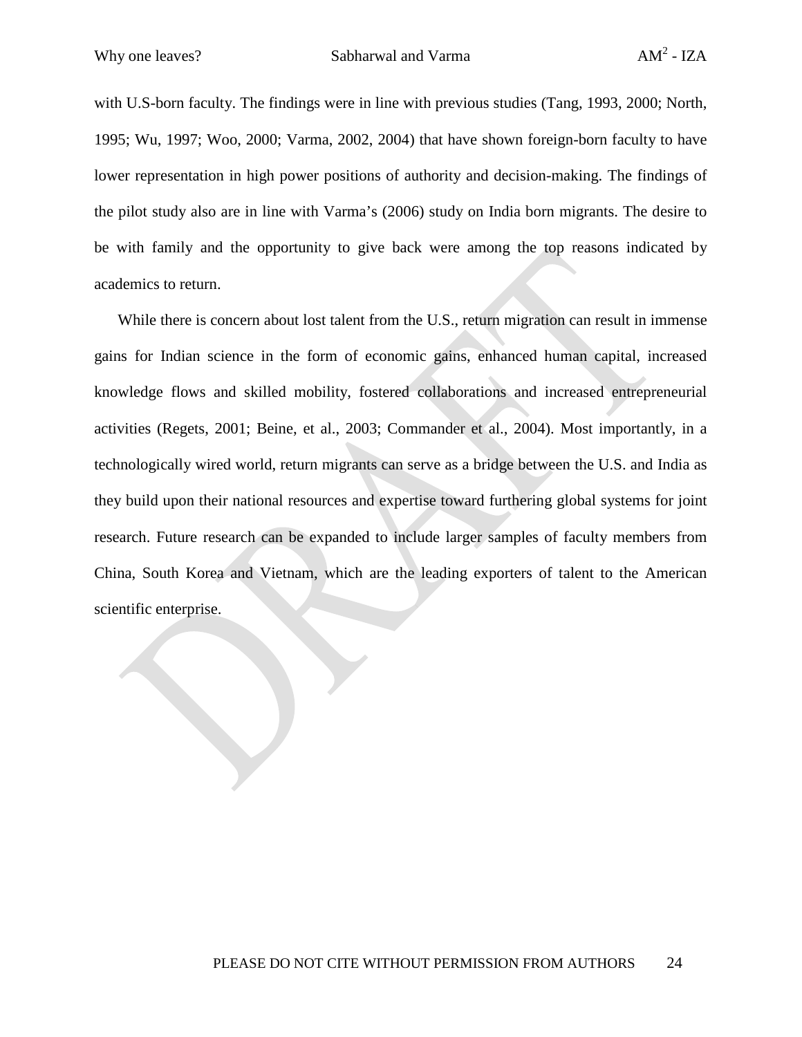with U.S-born faculty. The findings were in line with previous studies (Tang, 1993, 2000; North, 1995; Wu, 1997; Woo, 2000; Varma, 2002, 2004) that have shown foreign-born faculty to have lower representation in high power positions of authority and decision-making. The findings of the pilot study also are in line with Varma's (2006) study on India born migrants. The desire to be with family and the opportunity to give back were among the top reasons indicated by academics to return.

While there is concern about lost talent from the U.S., return migration can result in immense gains for Indian science in the form of economic gains, enhanced human capital, increased knowledge flows and skilled mobility, fostered collaborations and increased entrepreneurial activities (Regets, 2001; Beine, et al., 2003; Commander et al., 2004). Most importantly, in a technologically wired world, return migrants can serve as a bridge between the U.S. and India as they build upon their national resources and expertise toward furthering global systems for joint research. Future research can be expanded to include larger samples of faculty members from China, South Korea and Vietnam, which are the leading exporters of talent to the American scientific enterprise.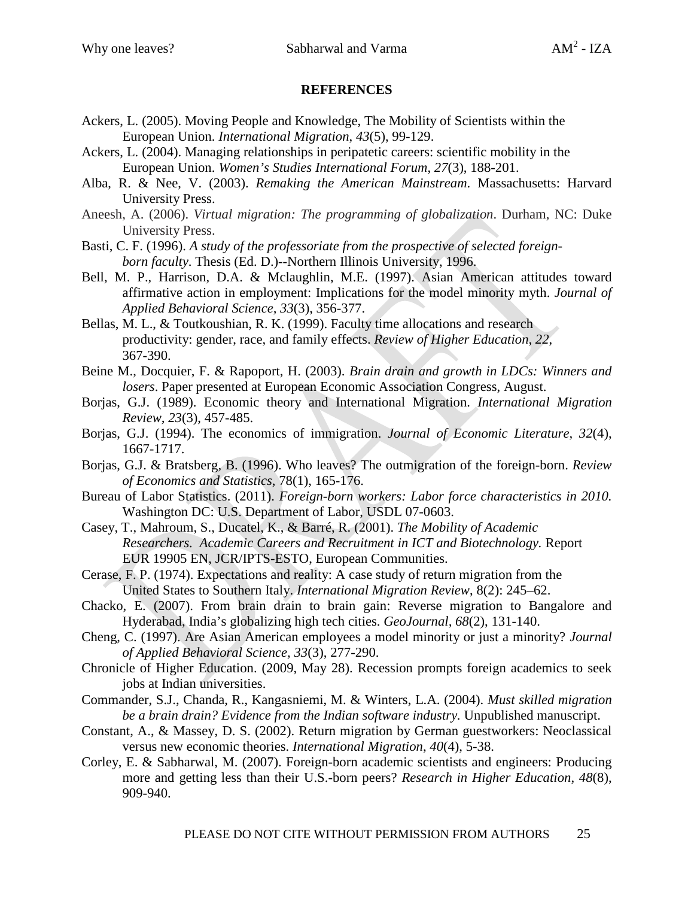## REFERENCES

Ackers, L. (2005). Moving People and Knowledge, The Mobility of Scientists within the European Union. *International Migration*, *43*(5), 99-129.

Ackers, L. (2004). Managing relationships in peripatetic careers: scientific mobility in the European Union. *Women's Studies International Forum*, *27*(3), 188-201.

Alba, R. & Nee, V. (2003). *Remaking the American Mainstream*. Massachusetts: Harvard University Press.

Aneesh, A. (2006). *Virtual migration: The programming of globalization*. Durham, NC: Duke University Press.

Basti, C. F. (1996). *A study of the professoriate from the prospective of selected foreign-born faculty*. Thesis (Ed. D.)--Northern Illinois University, 1996.

Bell, M. P., Harrison, D.A. & Mclaughlin, M.E. (1997). Asian American attitudes toward affirmative action in employment: Implications for the model minority myth. *Journal of Applied Behavioral Science, 33*(3), 356-377.

Bellas, M. L., & Toutkoushian, R. K. (1999). Faculty time allocations and research productivity: gender, race, and family effects. *Review of Higher Education, 22,* 367-390.

Beine M., Docquier, F. & Rapoport, H. (2003). *Brain drain and growth in LDCs: Winners and losers*. Paper presented at European Economic Association Congress, August.

Borjas, G.J. (1989). Economic theory and International Migration. *International Migration Review, 23*(3), 457-485.

Borjas, G.J. (1994). The economics of immigration. *Journal of Economic Literature*, *32*(4), 1667-1717.

Borjas, G.J. & Bratsberg, B. (1996). Who leaves? The outmigration of the foreign-born. *Review of Economics and Statistics*, 78(1), 165-176.

Bureau of Labor Statistics. (2011). *Foreign-born workers: Labor force characteristics in 2010.* Washington DC: U.S. Department of Labor, USDL 07-0603.

Casey, T., Mahroum, S., Ducatel, K., & Barré, R. (2001). *The Mobility of Academic Researchers. Academic Careers and Recruitment in ICT and Biotechnology.* Report EUR 19905 EN, JCR/IPTS-ESTO, European Communities.

Cerase, F. P. (1974). Expectations and reality: A case study of return migration from the United States to Southern Italy. *International Migration Review*, 8(2): 245–62.

Chacko, E. (2007). From brain drain to brain gain: Reverse migration to Bangalore and Hyderabad, India's globalizing high tech cities. *GeoJournal*, *68*(2), 131-140.

Cheng, C. (1997). Are Asian American employees a model minority or just a minority? *Journal of Applied Behavioral Science, 33*(3), 277-290.

Chronicle of Higher Education. (2009, May 28). Recession prompts foreign academics to seek jobs at Indian universities.

Commander, S.J., Chanda, R., Kangasniemi, M. & Winters, L.A. (2004). *Must skilled migration be a brain drain? Evidence from the Indian software industry*. Unpublished manuscript.

Constant, A., & Massey, D. S. (2002). Return migration by German guestworkers: Neoclassical versus new economic theories. *International Migration*, *40*(4), 5-38.

Corley, E. & Sabharwal, M. (2007). Foreign-born academic scientists and engineers: Producing more and getting less than their U.S.-born peers? *Research in Higher Education*, *48*(8), 909-940.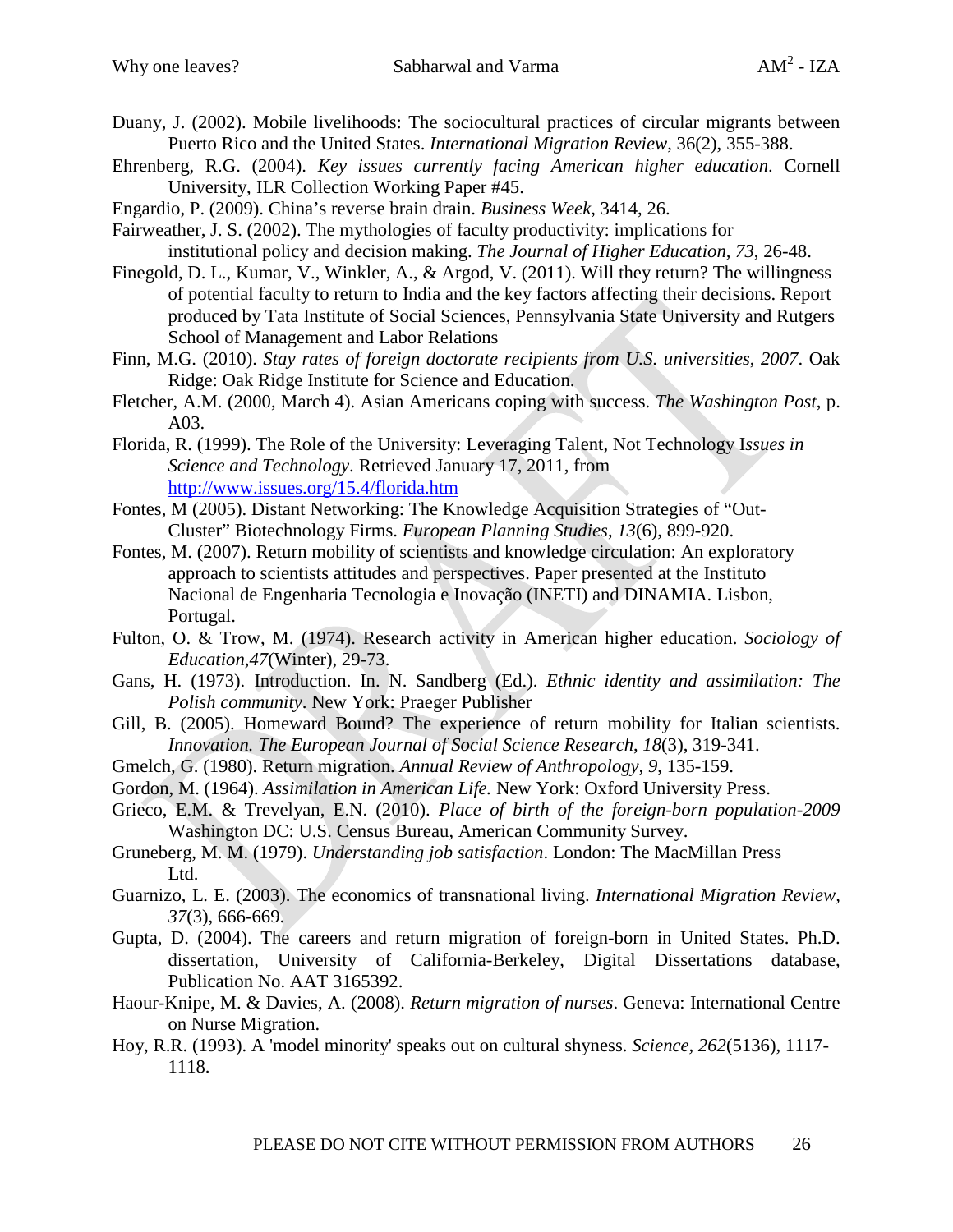Duany, J. (2002). Mobile livelihoods: The sociocultural practices of circular migrants between Puerto Rico and the United States. *International Migration Review*, 36(2), 355-388.

Ehrenberg, R.G. (2004). *Key issues currently facing American higher education*. Cornell University, ILR Collection Working Paper #45.

Engardio, P. (2009). China's reverse brain drain. *Business Week*, 3414, 26.

Fairweather, J. S. (2002). The mythologies of faculty productivity: implications for institutional policy and decision making. *The Journal of Higher Education*, *73*, 26-48.

Finegold, D. L., Kumar, V., Winkler, A., & Argod, V. (2011). Will they return? The willingness of potential faculty to return to India and the key factors affecting their decisions. Report produced by Tata Institute of Social Sciences, Pennsylvania State University and Rutgers School of Management and Labor Relations

Finn, M.G. (2010). *Stay rates of foreign doctorate recipients from U.S. universities*, *2007*. Oak Ridge: Oak Ridge Institute for Science and Education.

Fletcher, A.M. (2000, March 4). Asian Americans coping with success. *The Washington Post*, p. A03.

Florida, R. (1999). The Role of the University: Leveraging Talent, Not Technology I*ssues in Science and Technology*. Retrieved January 17, 2011, from http://www.issues.org/15.4/florida.htm

Fontes, M (2005). Distant Networking: The Knowledge Acquisition Strategies of "Out-Cluster" Biotechnology Firms. *European Planning Studies*, *13*(6), 899-920.

Fontes, M. (2007). Return mobility of scientists and knowledge circulation: An exploratory approach to scientists attitudes and perspectives. Paper presented at the Instituto Nacional de Engenharia Tecnologia e Inovação (INETI) and DINAMIA. Lisbon, Portugal.

Fulton, O. & Trow, M. (1974). Research activity in American higher education. *Sociology of Education*,*47*(Winter), 29-73.

Gans, H. (1973). Introduction. In. N. Sandberg (Ed.). *Ethnic identity and assimilation: The Polish community*. New York: Praeger Publisher

Gill, B. (2005). Homeward Bound? The experience of return mobility for Italian scientists. *Innovation. The European Journal of Social Science Research*, *18*(3), 319-341.

Gmelch, G. (1980). Return migration. *Annual Review of Anthropology*, *9*, 135-159.

Gordon, M. (1964). *Assimilation in American Life.* New York: Oxford University Press.

Grieco, E.M. & Trevelyan, E.N. (2010). *Place of birth of the foreign-born population-2009* Washington DC: U.S. Census Bureau, American Community Survey.

Gruneberg, M. M. (1979). *Understanding job satisfaction*. London: The MacMillan Press Ltd.

Guarnizo, L. E. (2003). The economics of transnational living. *International Migration Review*, *37*(3), 666-669.

Gupta, D. (2004). The careers and return migration of foreign-born in United States. Ph.D. dissertation, University of California-Berkeley, Digital Dissertations database, Publication No. AAT 3165392.

Haour-Knipe, M. & Davies, A. (2008). *Return migration of nurses*. Geneva: International Centre on Nurse Migration.

Hoy, R.R. (1993). A 'model minority' speaks out on cultural shyness. *Science*, *262*(5136), 1117-1118.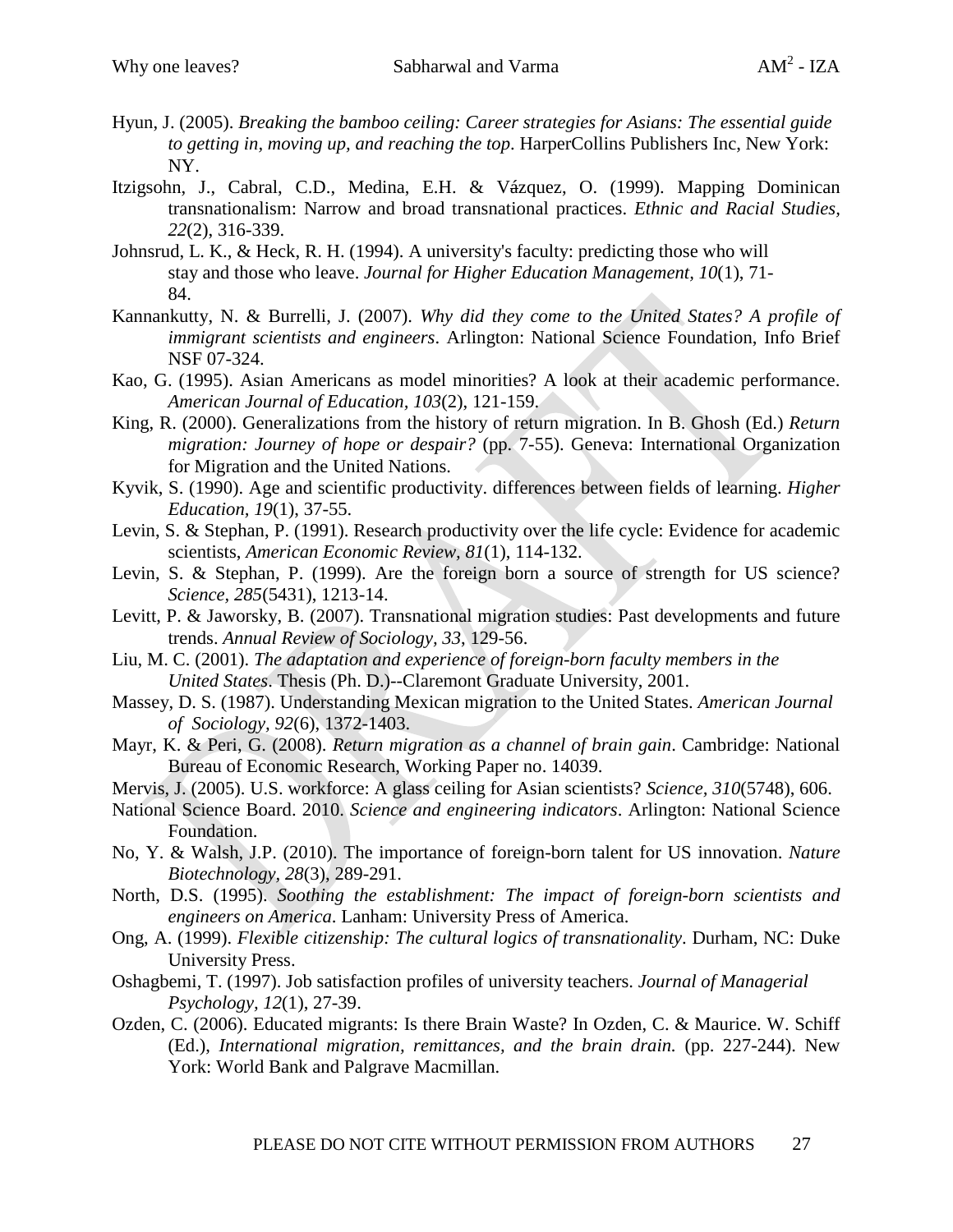Hyun, J. (2005). *Breaking the bamboo ceiling: Career strategies for Asians: The essential guide to getting in, moving up, and reaching the top*. HarperCollins Publishers Inc, New York: NY.

Itzigsohn, J., Cabral, C.D., Medina, E.H. & Vázquez, O. (1999). Mapping Dominican transnationalism: Narrow and broad transnational practices. *Ethnic and Racial Studies, 22*(2), 316-339.

Johnsrud, L. K., & Heck, R. H. (1994). A university's faculty: predicting those who will stay and those who leave. *Journal for Higher Education Management, 10*(1), 71-84.

Kannankutty, N. & Burrelli, J. (2007). *Why did they come to the United States? A profile of immigrant scientists and engineers*. Arlington: National Science Foundation, Info Brief NSF 07-324.

Kao, G. (1995). Asian Americans as model minorities? A look at their academic performance. *American Journal of Education, 103*(2), 121-159.

King, R. (2000). Generalizations from the history of return migration. In B. Ghosh (Ed.) *Return migration: Journey of hope or despair?* (pp. 7-55). Geneva: International Organization for Migration and the United Nations.

Kyvik, S. (1990). Age and scientific productivity. differences between fields of learning. *Higher Education, 19*(1), 37-55.

Levin, S. & Stephan, P. (1991). Research productivity over the life cycle: Evidence for academic scientists, *American Economic Review, 81*(1), 114-132.

Levin, S. & Stephan, P. (1999). Are the foreign born a source of strength for US science? *Science, 285*(5431), 1213-14.

Levitt, P. & Jaworsky, B. (2007). Transnational migration studies: Past developments and future trends. *Annual Review of Sociology, 33*, 129-56.

Liu, M. C. (2001). *The adaptation and experience of foreign-born faculty members in the United States*. Thesis (Ph. D.)--Claremont Graduate University, 2001.

Massey, D. S. (1987). Understanding Mexican migration to the United States. *American Journal of Sociology, 92*(6), 1372-1403.

Mayr, K. & Peri, G. (2008). *Return migration as a channel of brain gain*. Cambridge: National Bureau of Economic Research, Working Paper no. 14039.

Mervis, J. (2005). U.S. workforce: A glass ceiling for Asian scientists? *Science, 310*(5748), 606.

National Science Board. 2010. *Science and engineering indicators*. Arlington: National Science Foundation.

No, Y. & Walsh, J.P. (2010). The importance of foreign-born talent for US innovation. *Nature Biotechnology, 28*(3), 289-291.

North, D.S. (1995). *Soothing the establishment: The impact of foreign-born scientists and engineers on America*. Lanham: University Press of America.

Ong, A. (1999). *Flexible citizenship: The cultural logics of transnationality*. Durham, NC: Duke University Press.

Oshagbemi, T. (1997). Job satisfaction profiles of university teachers. *Journal of Managerial Psychology, 12*(1), 27-39.

Ozden, C. (2006). Educated migrants: Is there Brain Waste? In Ozden, C. & Maurice. W. Schiff (Ed.), *International migration, remittances, and the brain drain.* (pp. 227-244). New York: World Bank and Palgrave Macmillan.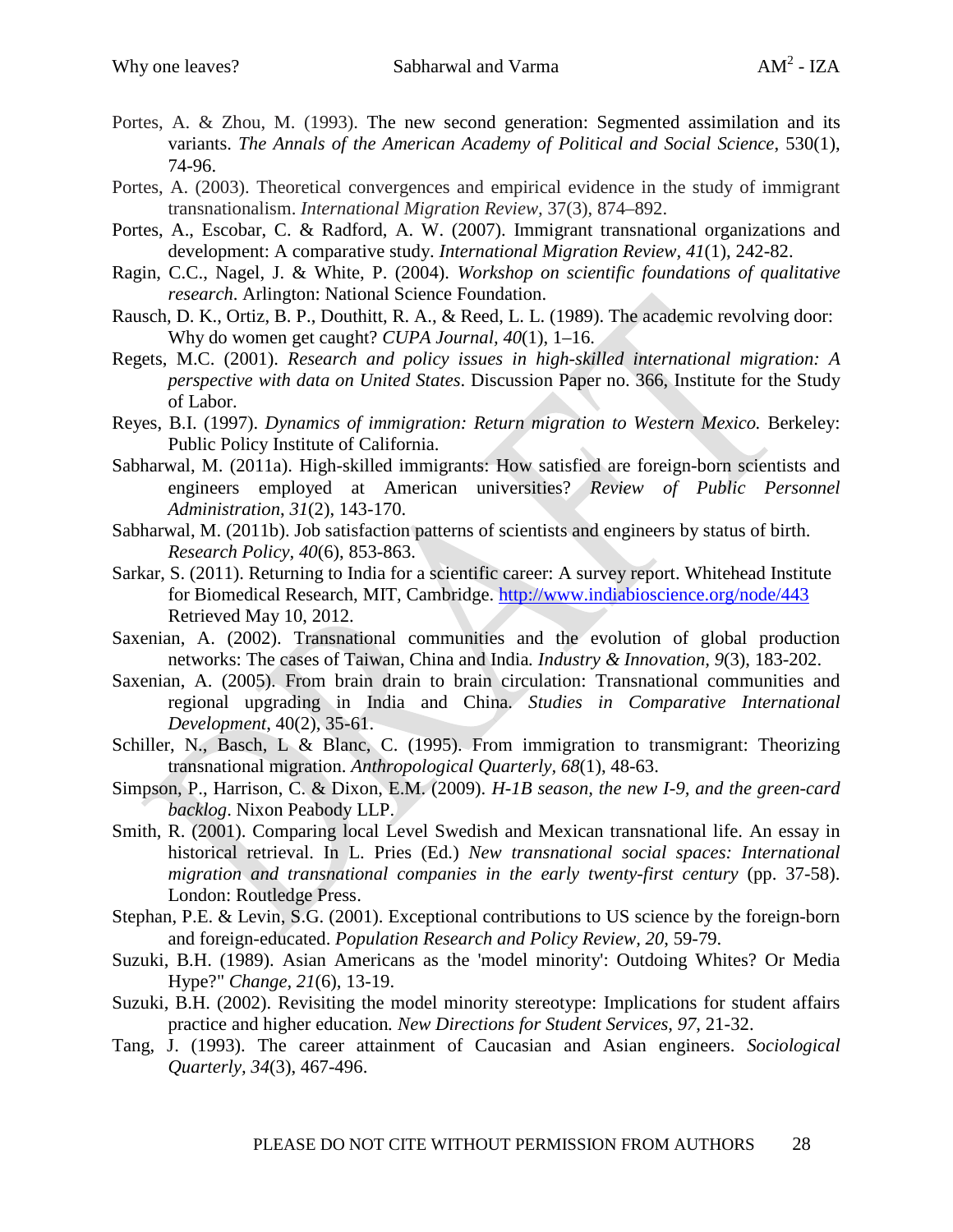Portes, A. & Zhou, M. (1993). The new second generation: Segmented assimilation and its variants. *The Annals of the American Academy of Political and Social Science*, 530(1), 74-96.

Portes, A. (2003). Theoretical convergences and empirical evidence in the study of immigrant transnationalism. *International Migration Review*, 37(3), 874–892.

Portes, A., Escobar, C. & Radford, A. W. (2007). Immigrant transnational organizations and development: A comparative study. *International Migration Review, 41*(1), 242-82.

Ragin, C.C., Nagel, J. & White, P. (2004). *Workshop on scientific foundations of qualitative research*. Arlington: National Science Foundation.

Rausch, D. K., Ortiz, B. P., Douthitt, R. A., & Reed, L. L. (1989). The academic revolving door: Why do women get caught? *CUPA Journal, 40*(1), 1–16.

Regets, M.C. (2001). *Research and policy issues in high-skilled international migration: A perspective with data on United States*. Discussion Paper no. 366, Institute for the Study of Labor.

Reyes, B.I. (1997). *Dynamics of immigration: Return migration to Western Mexico.* Berkeley: Public Policy Institute of California.

Sabharwal, M. (2011a). High-skilled immigrants: How satisfied are foreign-born scientists and engineers employed at American universities? *Review of Public Personnel Administration, 31*(2), 143-170.

Sabharwal, M. (2011b). Job satisfaction patterns of scientists and engineers by status of birth. *Research Policy, 40*(6), 853-863.

Sarkar, S. (2011). Returning to India for a scientific career: A survey report. Whitehead Institute for Biomedical Research, MIT, Cambridge. http://www.indiabioscience.org/node/443 Retrieved May 10, 2012.

Saxenian, A. (2002). Transnational communities and the evolution of global production networks: The cases of Taiwan, China and India*. Industry & Innovation, 9*(3), 183-202.

Saxenian, A. (2005). From brain drain to brain circulation: Transnational communities and regional upgrading in India and China. *Studies in Comparative International Development*, 40(2), 35-61.

Schiller, N., Basch, L & Blanc, C. (1995). From immigration to transmigrant: Theorizing transnational migration. *Anthropological Quarterly, 68*(1), 48-63.

Simpson, P., Harrison, C. & Dixon, E.M. (2009). *H-1B season, the new I-9, and the green-card backlog*. Nixon Peabody LLP.

Smith, R. (2001). Comparing local Level Swedish and Mexican transnational life. An essay in historical retrieval. In L. Pries (Ed.) *New transnational social spaces: International migration and transnational companies in the early twenty-first century* (pp. 37-58). London: Routledge Press.

Stephan, P.E. & Levin, S.G. (2001). Exceptional contributions to US science by the foreign-born and foreign-educated. *Population Research and Policy Review, 20*, 59-79.

Suzuki, B.H. (1989). Asian Americans as the 'model minority': Outdoing Whites? Or Media Hype?" *Change, 21*(6), 13-19.

Suzuki, B.H. (2002). Revisiting the model minority stereotype: Implications for student affairs practice and higher education*. New Directions for Student Services, 97*, 21-32.

Tang, J. (1993). The career attainment of Caucasian and Asian engineers. *Sociological Quarterly, 34*(3), 467-496.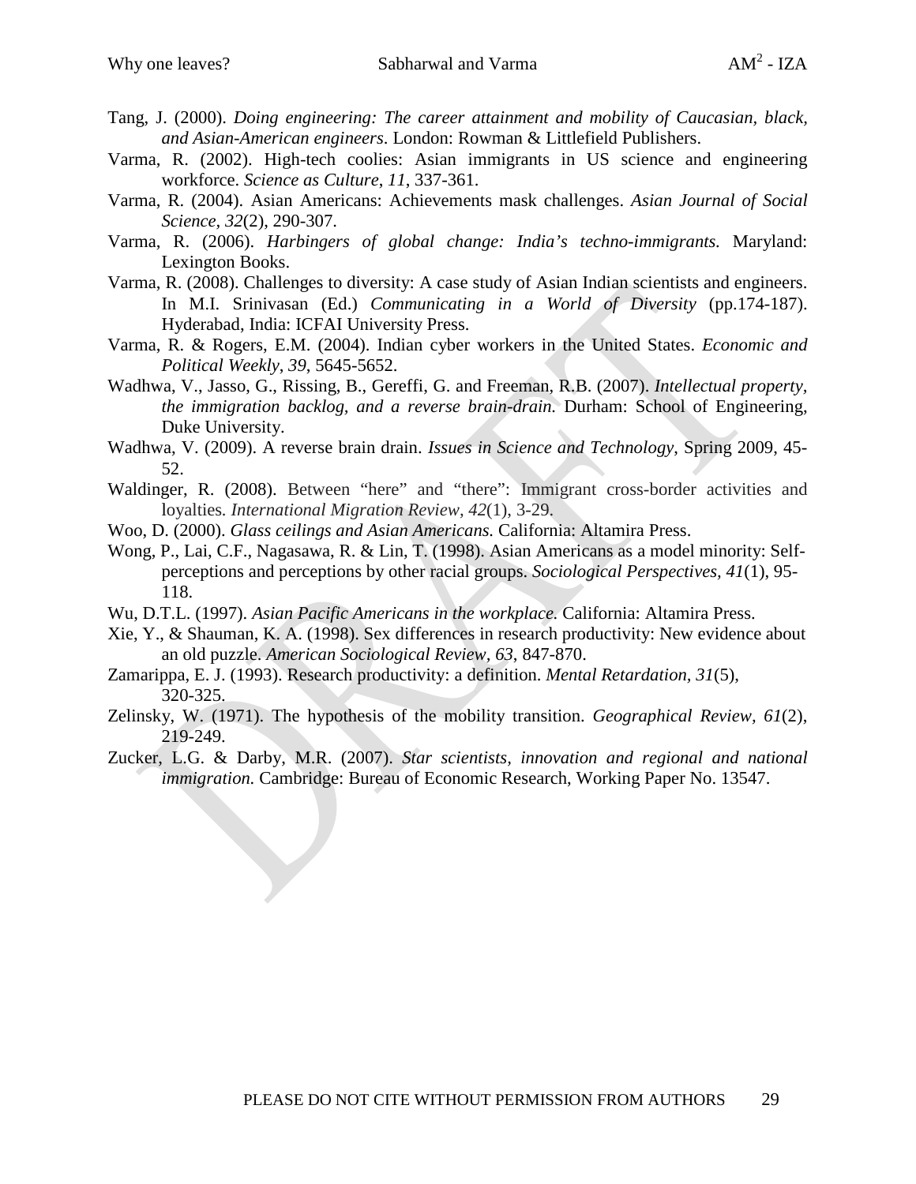Tang, J. (2000). *Doing engineering: The career attainment and mobility of Caucasian, black, and Asian-American engineers*. London: Rowman & Littlefield Publishers.

Varma, R. (2002). High-tech coolies: Asian immigrants in US science and engineering workforce. *Science as Culture*, *11*, 337-361.

Varma, R. (2004). Asian Americans: Achievements mask challenges. *Asian Journal of Social Science*, *32*(2), 290-307.

Varma, R. (2006). *Harbingers of global change: India's techno-immigrants.* Maryland: Lexington Books.

Varma, R. (2008). Challenges to diversity: A case study of Asian Indian scientists and engineers. In M.I. Srinivasan (Ed.) *Communicating in a World of Diversity* (pp.174-187). Hyderabad, India: ICFAI University Press.

Varma, R. & Rogers, E.M. (2004). Indian cyber workers in the United States. *Economic and Political Weekly*, *39*, 5645-5652.

Wadhwa, V., Jasso, G., Rissing, B., Gereffi, G. and Freeman, R.B. (2007). *Intellectual property, the immigration backlog, and a reverse brain-drain.* Durham: School of Engineering, Duke University.

Wadhwa, V. (2009). A reverse brain drain. *Issues in Science and Technology*, Spring 2009, 45-52.

Waldinger, R. (2008). Between "here" and "there": Immigrant cross-border activities and loyalties. *International Migration Review, 42*(1), 3-29.

Woo, D. (2000). *Glass ceilings and Asian Americans.* California: Altamira Press.

Wong, P., Lai, C.F., Nagasawa, R. & Lin, T. (1998). Asian Americans as a model minority: Self-perceptions and perceptions by other racial groups. *Sociological Perspectives, 41*(1), 95-118.

Wu, D.T.L. (1997). *Asian Pacific Americans in the workplace.* California: Altamira Press.

Xie, Y., & Shauman, K. A. (1998). Sex differences in research productivity: New evidence about an old puzzle. *American Sociological Review, 63*, 847-870.

Zamarippa, E. J. (1993). Research productivity: a definition. *Mental Retardation, 31*(5), 320-325.

Zelinsky, W. (1971). The hypothesis of the mobility transition. *Geographical Review*, *61*(2), 219-249.

Zucker, L.G. & Darby, M.R. (2007). *Star scientists, innovation and regional and national immigration.* Cambridge: Bureau of Economic Research, Working Paper No. 13547.